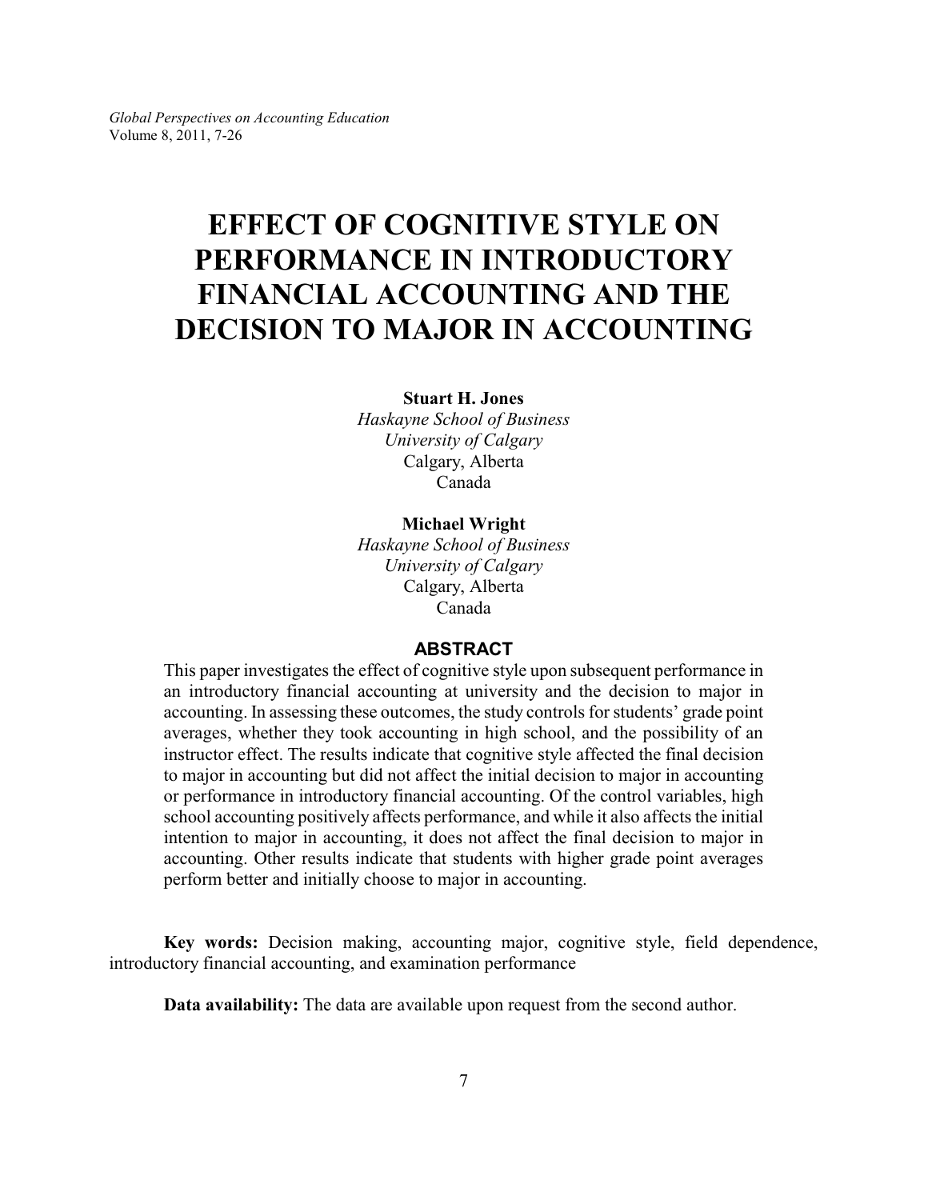# EFFECT OF COGNITIVE STYLE ON PERFORMANCE IN INTRODUCTORY FINANCIAL ACCOUNTING AND THE DECISION TO MAJOR IN ACCOUNTING

**Stuart H. Jones**
*Haskayne School of Business*
*University of Calgary*
Calgary, Alberta
Canada

**Michael Wright**
*Haskayne School of Business*
*University of Calgary*
Calgary, Alberta
Canada

## ABSTRACT

This paper investigates the effect of cognitive style upon subsequent performance in an introductory financial accounting at university and the decision to major in accounting. In assessing these outcomes, the study controls for students' grade point averages, whether they took accounting in high school, and the possibility of an instructor effect. The results indicate that cognitive style affected the final decision to major in accounting but did not affect the initial decision to major in accounting or performance in introductory financial accounting. Of the control variables, high school accounting positively affects performance, and while it also affects the initial intention to major in accounting, it does not affect the final decision to major in accounting. Other results indicate that students with higher grade point averages perform better and initially choose to major in accounting.

**Key words:** Decision making, accounting major, cognitive style, field dependence, introductory financial accounting, and examination performance

**Data availability:** The data are available upon request from the second author.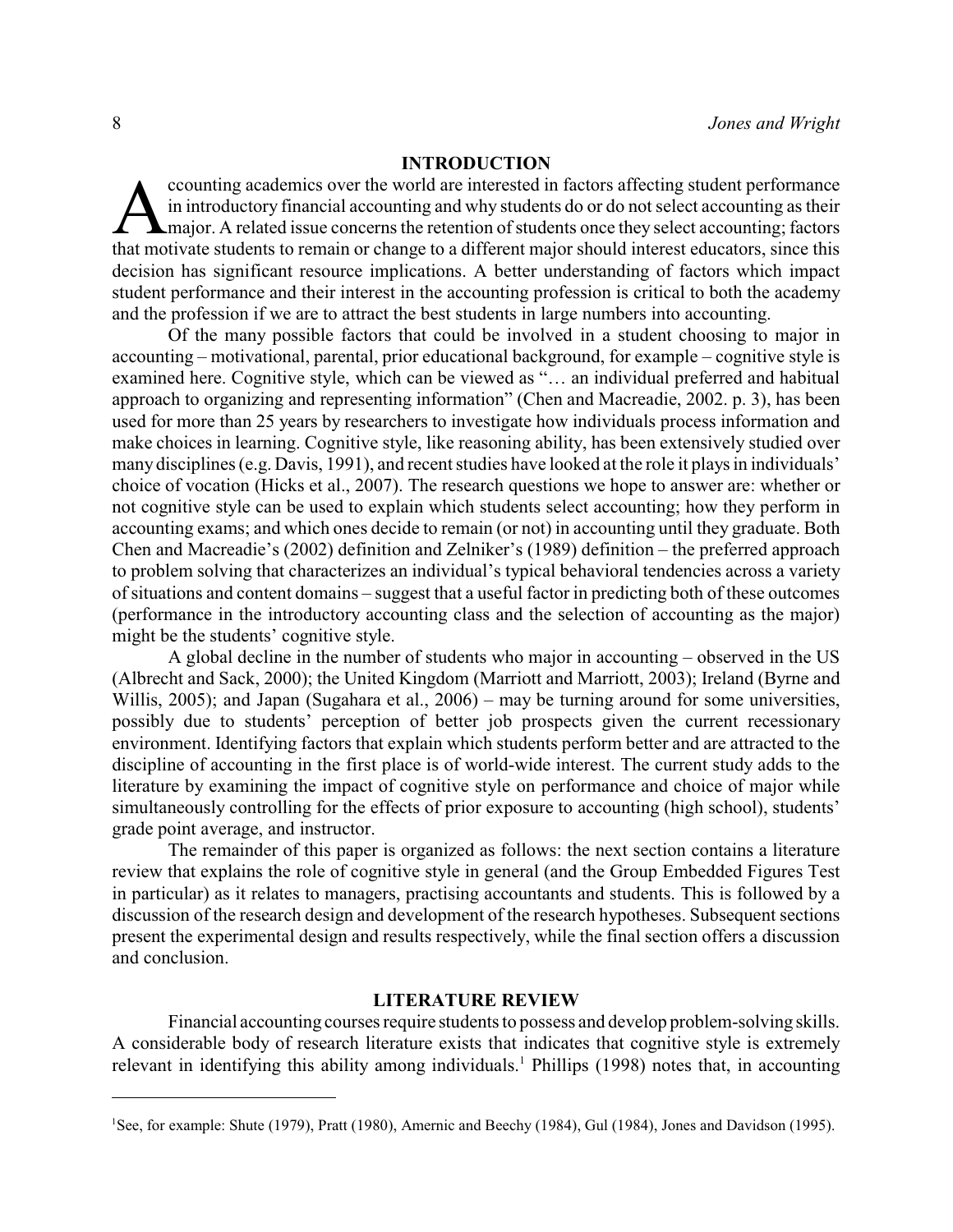## INTRODUCTION

Accounting academics over the world are interested in factors affecting student performance in introductory financial accounting and why students do or do not select accounting as their major. A related issue concerns the retention of students once they select accounting; factors that motivate students to remain or change to a different major should interest educators, since this decision has significant resource implications. A better understanding of factors which impact student performance and their interest in the accounting profession is critical to both the academy and the profession if we are to attract the best students in large numbers into accounting.

Of the many possible factors that could be involved in a student choosing to major in accounting – motivational, parental, prior educational background, for example – cognitive style is examined here. Cognitive style, which can be viewed as "… an individual preferred and habitual approach to organizing and representing information" (Chen and Macreadie, 2002. p. 3), has been used for more than 25 years by researchers to investigate how individuals process information and make choices in learning. Cognitive style, like reasoning ability, has been extensively studied over many disciplines (e.g. Davis, 1991), and recent studies have looked at the role it plays in individuals' choice of vocation (Hicks et al., 2007). The research questions we hope to answer are: whether or not cognitive style can be used to explain which students select accounting; how they perform in accounting exams; and which ones decide to remain (or not) in accounting until they graduate. Both Chen and Macreadie's (2002) definition and Zelniker's (1989) definition – the preferred approach to problem solving that characterizes an individual's typical behavioral tendencies across a variety of situations and content domains – suggest that a useful factor in predicting both of these outcomes (performance in the introductory accounting class and the selection of accounting as the major) might be the students' cognitive style.

A global decline in the number of students who major in accounting – observed in the US (Albrecht and Sack, 2000); the United Kingdom (Marriott and Marriott, 2003); Ireland (Byrne and Willis, 2005); and Japan (Sugahara et al., 2006) – may be turning around for some universities, possibly due to students' perception of better job prospects given the current recessionary environment. Identifying factors that explain which students perform better and are attracted to the discipline of accounting in the first place is of world-wide interest. The current study adds to the literature by examining the impact of cognitive style on performance and choice of major while simultaneously controlling for the effects of prior exposure to accounting (high school), students' grade point average, and instructor.

The remainder of this paper is organized as follows: the next section contains a literature review that explains the role of cognitive style in general (and the Group Embedded Figures Test in particular) as it relates to managers, practising accountants and students. This is followed by a discussion of the research design and development of the research hypotheses. Subsequent sections present the experimental design and results respectively, while the final section offers a discussion and conclusion.

## LITERATURE REVIEW

Financial accounting courses require students to possess and develop problem-solving skills. A considerable body of research literature exists that indicates that cognitive style is extremely relevant in identifying this ability among individuals.[1] Phillips (1998) notes that, in accounting

[1] See, for example: Shute (1979), Pratt (1980), Amernic and Beechy (1984), Gul (1984), Jones and Davidson (1995).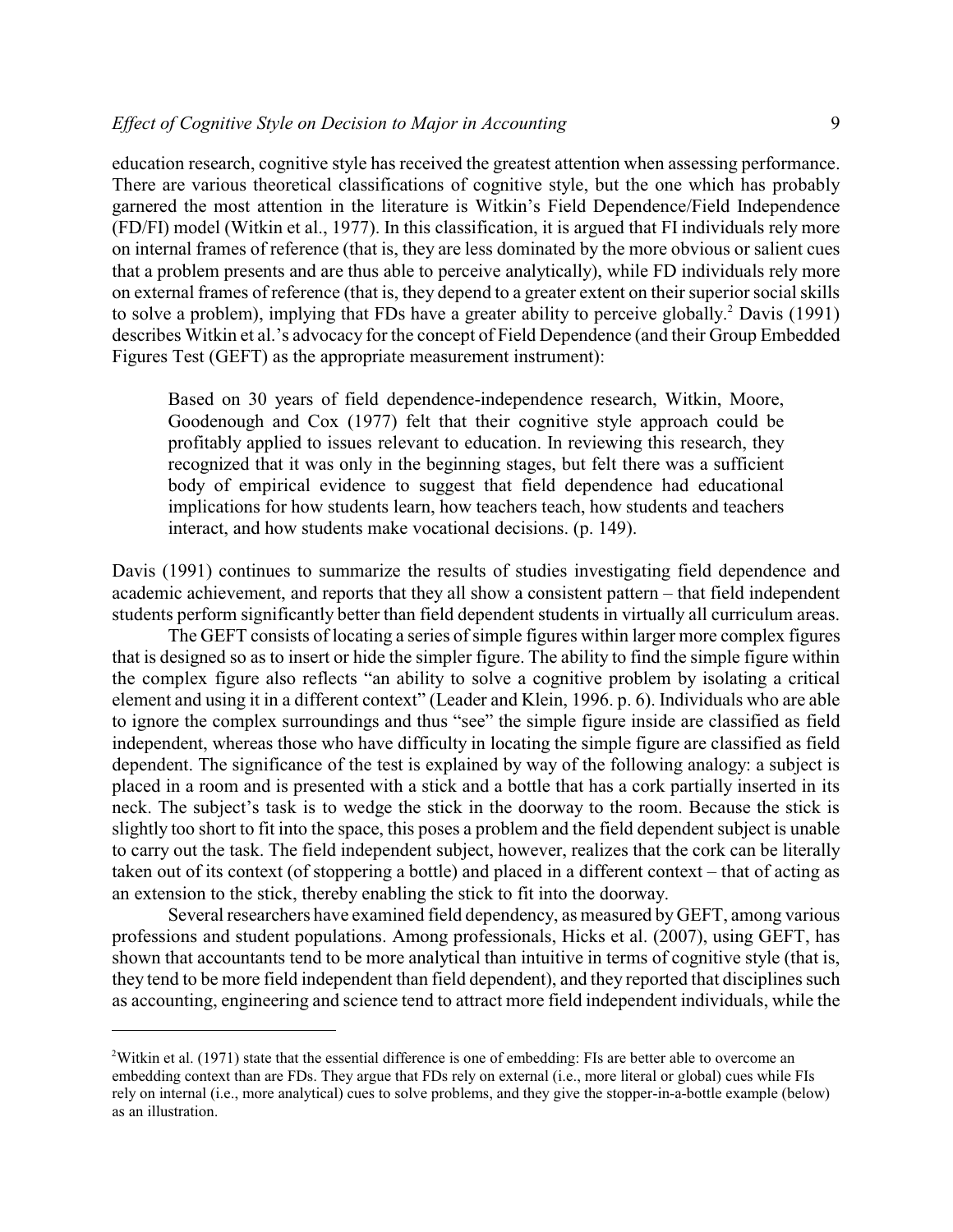education research, cognitive style has received the greatest attention when assessing performance. There are various theoretical classifications of cognitive style, but the one which has probably garnered the most attention in the literature is Witkin's Field Dependence/Field Independence (FD/FI) model (Witkin et al., 1977). In this classification, it is argued that FI individuals rely more on internal frames of reference (that is, they are less dominated by the more obvious or salient cues that a problem presents and are thus able to perceive analytically), while FD individuals rely more on external frames of reference (that is, they depend to a greater extent on their superior social skills to solve a problem), implying that FDs have a greater ability to perceive globally.[2] Davis (1991) describes Witkin et al.'s advocacy for the concept of Field Dependence (and their Group Embedded Figures Test (GEFT) as the appropriate measurement instrument):

> Based on 30 years of field dependence-independence research, Witkin, Moore, Goodenough and Cox (1977) felt that their cognitive style approach could be profitably applied to issues relevant to education. In reviewing this research, they recognized that it was only in the beginning stages, but felt there was a sufficient body of empirical evidence to suggest that field dependence had educational implications for how students learn, how teachers teach, how students and teachers interact, and how students make vocational decisions. (p. 149).

Davis (1991) continues to summarize the results of studies investigating field dependence and academic achievement, and reports that they all show a consistent pattern – that field independent students perform significantly better than field dependent students in virtually all curriculum areas.

The GEFT consists of locating a series of simple figures within larger more complex figures that is designed so as to insert or hide the simpler figure. The ability to find the simple figure within the complex figure also reflects "an ability to solve a cognitive problem by isolating a critical element and using it in a different context" (Leader and Klein, 1996. p. 6). Individuals who are able to ignore the complex surroundings and thus "see" the simple figure inside are classified as field independent, whereas those who have difficulty in locating the simple figure are classified as field dependent. The significance of the test is explained by way of the following analogy: a subject is placed in a room and is presented with a stick and a bottle that has a cork partially inserted in its neck. The subject's task is to wedge the stick in the doorway to the room. Because the stick is slightly too short to fit into the space, this poses a problem and the field dependent subject is unable to carry out the task. The field independent subject, however, realizes that the cork can be literally taken out of its context (of stoppering a bottle) and placed in a different context – that of acting as an extension to the stick, thereby enabling the stick to fit into the doorway.

Several researchers have examined field dependency, as measured by GEFT, among various professions and student populations. Among professionals, Hicks et al. (2007), using GEFT, has shown that accountants tend to be more analytical than intuitive in terms of cognitive style (that is, they tend to be more field independent than field dependent), and they reported that disciplines such as accounting, engineering and science tend to attract more field independent individuals, while the

---

[2] Witkin et al. (1971) state that the essential difference is one of embedding: FIs are better able to overcome an embedding context than are FDs. They argue that FDs rely on external (i.e., more literal or global) cues while FIs rely on internal (i.e., more analytical) cues to solve problems, and they give the stopper-in-a-bottle example (below) as an illustration.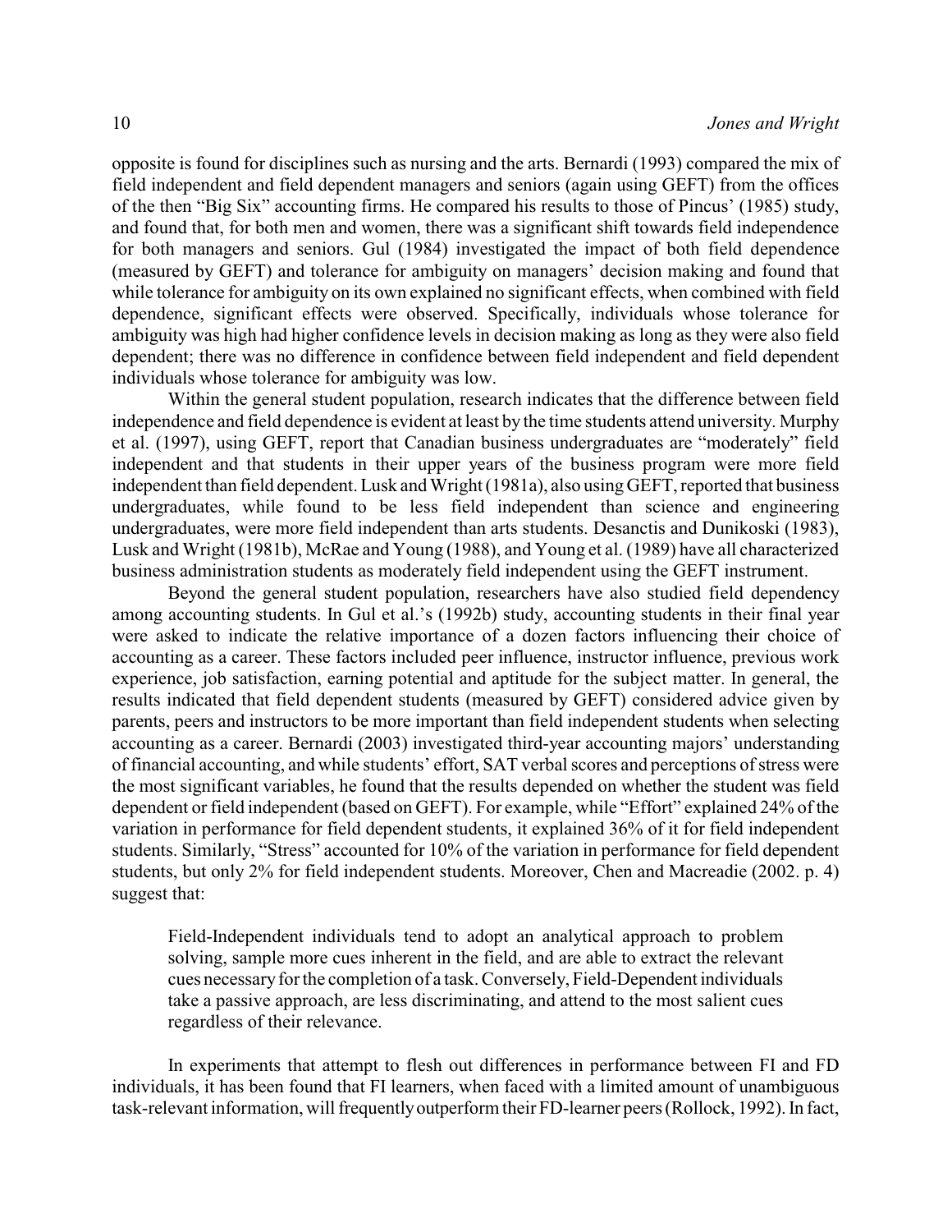opposite is found for disciplines such as nursing and the arts. Bernardi (1993) compared the mix of field independent and field dependent managers and seniors (again using GEFT) from the offices of the then "Big Six" accounting firms. He compared his results to those of Pincus' (1985) study, and found that, for both men and women, there was a significant shift towards field independence for both managers and seniors. Gul (1984) investigated the impact of both field dependence (measured by GEFT) and tolerance for ambiguity on managers' decision making and found that while tolerance for ambiguity on its own explained no significant effects, when combined with field dependence, significant effects were observed. Specifically, individuals whose tolerance for ambiguity was high had higher confidence levels in decision making as long as they were also field dependent; there was no difference in confidence between field independent and field dependent individuals whose tolerance for ambiguity was low.

Within the general student population, research indicates that the difference between field independence and field dependence is evident at least by the time students attend university. Murphy et al. (1997), using GEFT, report that Canadian business undergraduates are "moderately" field independent and that students in their upper years of the business program were more field independent than field dependent. Lusk and Wright (1981a), also using GEFT, reported that business undergraduates, while found to be less field independent than science and engineering undergraduates, were more field independent than arts students. Desanctis and Dunikoski (1983), Lusk and Wright (1981b), McRae and Young (1988), and Young et al. (1989) have all characterized business administration students as moderately field independent using the GEFT instrument.

Beyond the general student population, researchers have also studied field dependency among accounting students. In Gul et al.'s (1992b) study, accounting students in their final year were asked to indicate the relative importance of a dozen factors influencing their choice of accounting as a career. These factors included peer influence, instructor influence, previous work experience, job satisfaction, earning potential and aptitude for the subject matter. In general, the results indicated that field dependent students (measured by GEFT) considered advice given by parents, peers and instructors to be more important than field independent students when selecting accounting as a career. Bernardi (2003) investigated third-year accounting majors' understanding of financial accounting, and while students' effort, SAT verbal scores and perceptions of stress were the most significant variables, he found that the results depended on whether the student was field dependent or field independent (based on GEFT). For example, while "Effort" explained 24% of the variation in performance for field dependent students, it explained 36% of it for field independent students. Similarly, "Stress" accounted for 10% of the variation in performance for field dependent students, but only 2% for field independent students. Moreover, Chen and Macreadie (2002. p. 4) suggest that:

> Field-Independent individuals tend to adopt an analytical approach to problem solving, sample more cues inherent in the field, and are able to extract the relevant cues necessary for the completion of a task. Conversely, Field-Dependent individuals take a passive approach, are less discriminating, and attend to the most salient cues regardless of their relevance.

In experiments that attempt to flesh out differences in performance between FI and FD individuals, it has been found that FI learners, when faced with a limited amount of unambiguous task-relevant information, will frequently outperform their FD-learner peers (Rollock, 1992). In fact,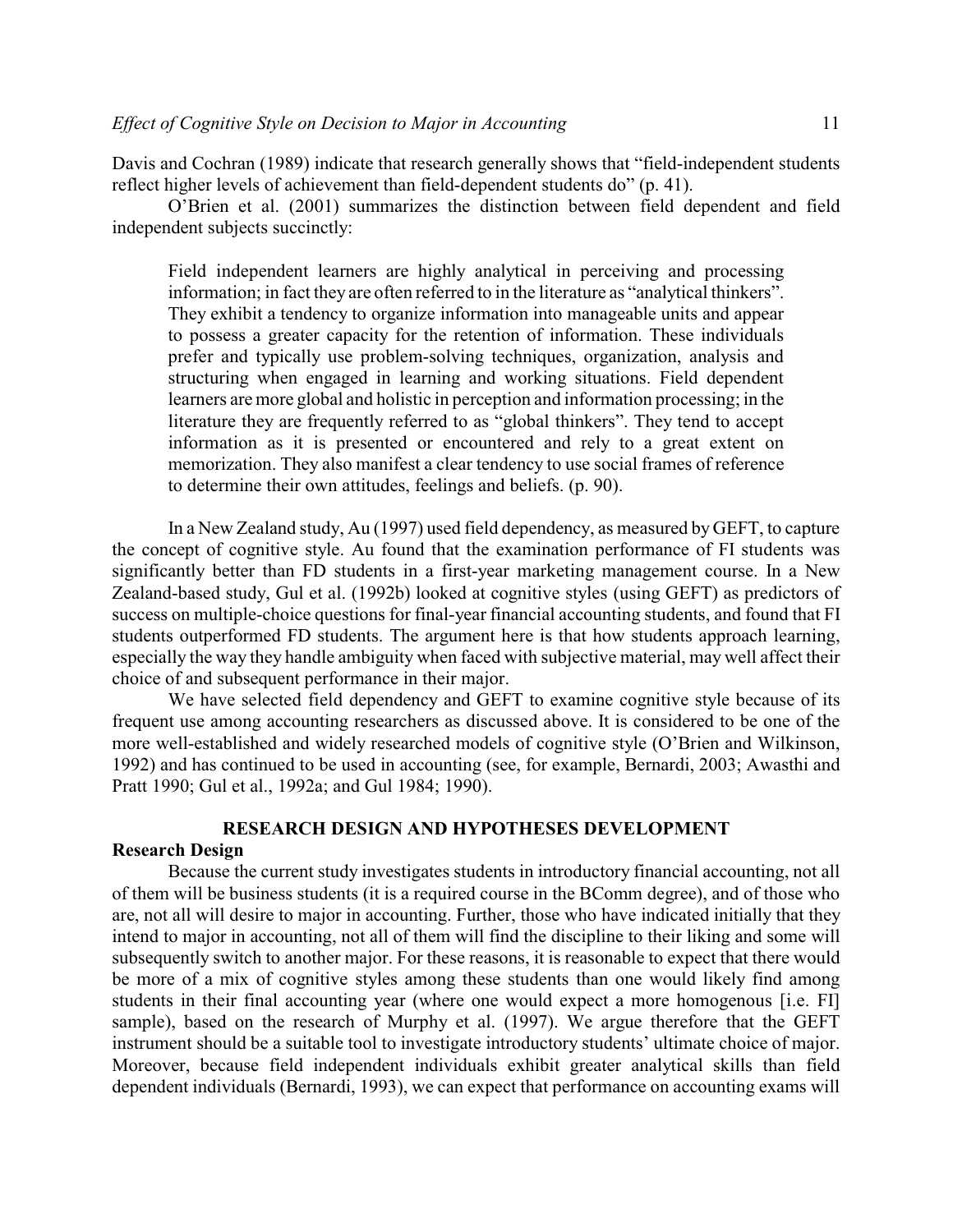Davis and Cochran (1989) indicate that research generally shows that "field-independent students reflect higher levels of achievement than field-dependent students do" (p. 41).

O'Brien et al. (2001) summarizes the distinction between field dependent and field independent subjects succinctly:

> Field independent learners are highly analytical in perceiving and processing information; in fact they are often referred to in the literature as "analytical thinkers". They exhibit a tendency to organize information into manageable units and appear to possess a greater capacity for the retention of information. These individuals prefer and typically use problem-solving techniques, organization, analysis and structuring when engaged in learning and working situations. Field dependent learners are more global and holistic in perception and information processing; in the literature they are frequently referred to as "global thinkers". They tend to accept information as it is presented or encountered and rely to a great extent on memorization. They also manifest a clear tendency to use social frames of reference to determine their own attitudes, feelings and beliefs. (p. 90).

In a New Zealand study, Au (1997) used field dependency, as measured by GEFT, to capture the concept of cognitive style. Au found that the examination performance of FI students was significantly better than FD students in a first-year marketing management course. In a New Zealand-based study, Gul et al. (1992b) looked at cognitive styles (using GEFT) as predictors of success on multiple-choice questions for final-year financial accounting students, and found that FI students outperformed FD students. The argument here is that how students approach learning, especially the way they handle ambiguity when faced with subjective material, may well affect their choice of and subsequent performance in their major.

We have selected field dependency and GEFT to examine cognitive style because of its frequent use among accounting researchers as discussed above. It is considered to be one of the more well-established and widely researched models of cognitive style (O'Brien and Wilkinson, 1992) and has continued to be used in accounting (see, for example, Bernardi, 2003; Awasthi and Pratt 1990; Gul et al., 1992a; and Gul 1984; 1990).

## RESEARCH DESIGN AND HYPOTHESES DEVELOPMENT

### Research Design

Because the current study investigates students in introductory financial accounting, not all of them will be business students (it is a required course in the BComm degree), and of those who are, not all will desire to major in accounting. Further, those who have indicated initially that they intend to major in accounting, not all of them will find the discipline to their liking and some will subsequently switch to another major. For these reasons, it is reasonable to expect that there would be more of a mix of cognitive styles among these students than one would likely find among students in their final accounting year (where one would expect a more homogenous [i.e. FI] sample), based on the research of Murphy et al. (1997). We argue therefore that the GEFT instrument should be a suitable tool to investigate introductory students' ultimate choice of major. Moreover, because field independent individuals exhibit greater analytical skills than field dependent individuals (Bernardi, 1993), we can expect that performance on accounting exams will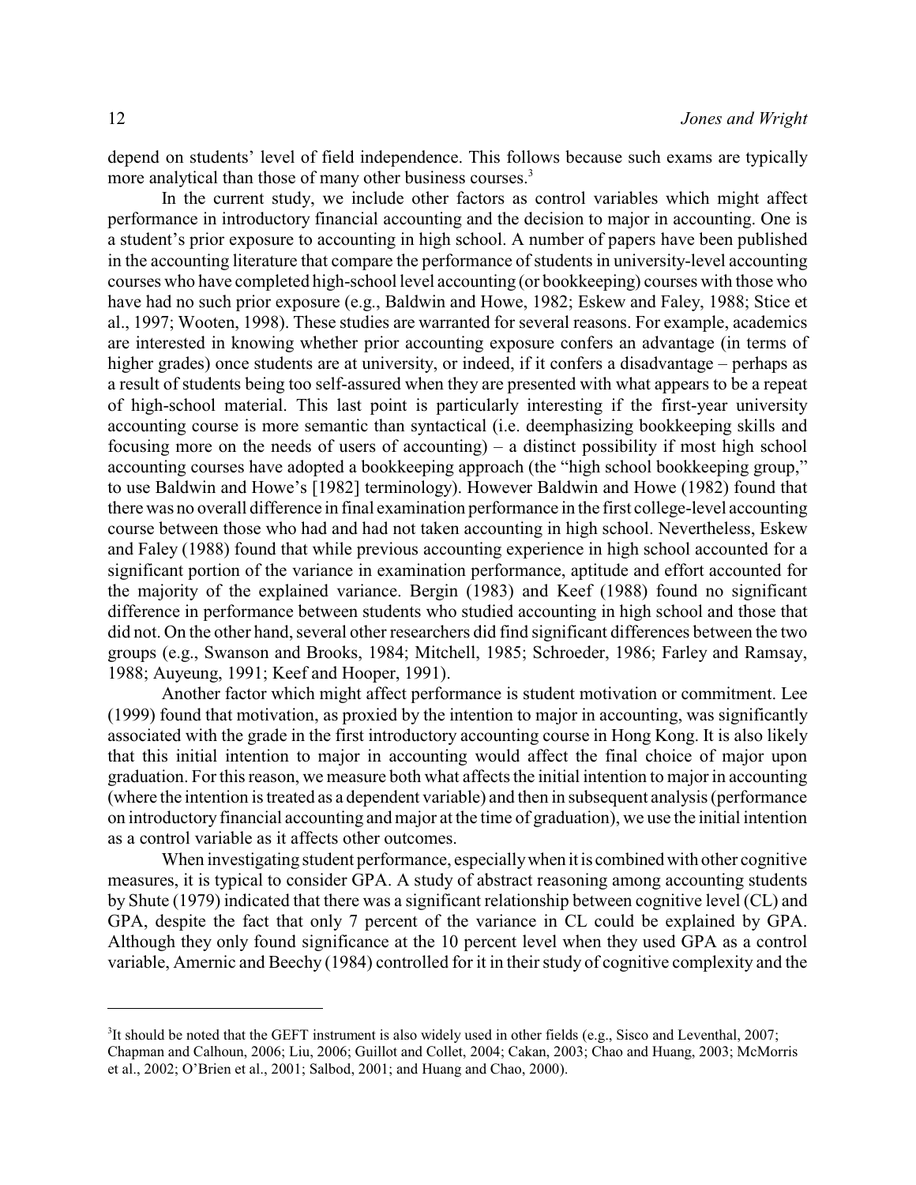depend on students' level of field independence. This follows because such exams are typically more analytical than those of many other business courses.[3]

In the current study, we include other factors as control variables which might affect performance in introductory financial accounting and the decision to major in accounting. One is a student's prior exposure to accounting in high school. A number of papers have been published in the accounting literature that compare the performance of students in university-level accounting courses who have completed high-school level accounting (or bookkeeping) courses with those who have had no such prior exposure (e.g., Baldwin and Howe, 1982; Eskew and Faley, 1988; Stice et al., 1997; Wooten, 1998). These studies are warranted for several reasons. For example, academics are interested in knowing whether prior accounting exposure confers an advantage (in terms of higher grades) once students are at university, or indeed, if it confers a disadvantage – perhaps as a result of students being too self-assured when they are presented with what appears to be a repeat of high-school material. This last point is particularly interesting if the first-year university accounting course is more semantic than syntactical (i.e. deemphasizing bookkeeping skills and focusing more on the needs of users of accounting) – a distinct possibility if most high school accounting courses have adopted a bookkeeping approach (the "high school bookkeeping group," to use Baldwin and Howe's [1982] terminology). However Baldwin and Howe (1982) found that there was no overall difference in final examination performance in the first college-level accounting course between those who had and had not taken accounting in high school. Nevertheless, Eskew and Faley (1988) found that while previous accounting experience in high school accounted for a significant portion of the variance in examination performance, aptitude and effort accounted for the majority of the explained variance. Bergin (1983) and Keef (1988) found no significant difference in performance between students who studied accounting in high school and those that did not. On the other hand, several other researchers did find significant differences between the two groups (e.g., Swanson and Brooks, 1984; Mitchell, 1985; Schroeder, 1986; Farley and Ramsay, 1988; Auyeung, 1991; Keef and Hooper, 1991).

Another factor which might affect performance is student motivation or commitment. Lee (1999) found that motivation, as proxied by the intention to major in accounting, was significantly associated with the grade in the first introductory accounting course in Hong Kong. It is also likely that this initial intention to major in accounting would affect the final choice of major upon graduation. For this reason, we measure both what affects the initial intention to major in accounting (where the intention is treated as a dependent variable) and then in subsequent analysis (performance on introductory financial accounting and major at the time of graduation), we use the initial intention as a control variable as it affects other outcomes.

When investigating student performance, especially when it is combined with other cognitive measures, it is typical to consider GPA. A study of abstract reasoning among accounting students by Shute (1979) indicated that there was a significant relationship between cognitive level (CL) and GPA, despite the fact that only 7 percent of the variance in CL could be explained by GPA. Although they only found significance at the 10 percent level when they used GPA as a control variable, Amernic and Beechy (1984) controlled for it in their study of cognitive complexity and the

---

[3]It should be noted that the GEFT instrument is also widely used in other fields (e.g., Sisco and Leventhal, 2007; Chapman and Calhoun, 2006; Liu, 2006; Guillot and Collet, 2004; Cakan, 2003; Chao and Huang, 2003; McMorris et al., 2002; O'Brien et al., 2001; Salbod, 2001; and Huang and Chao, 2000).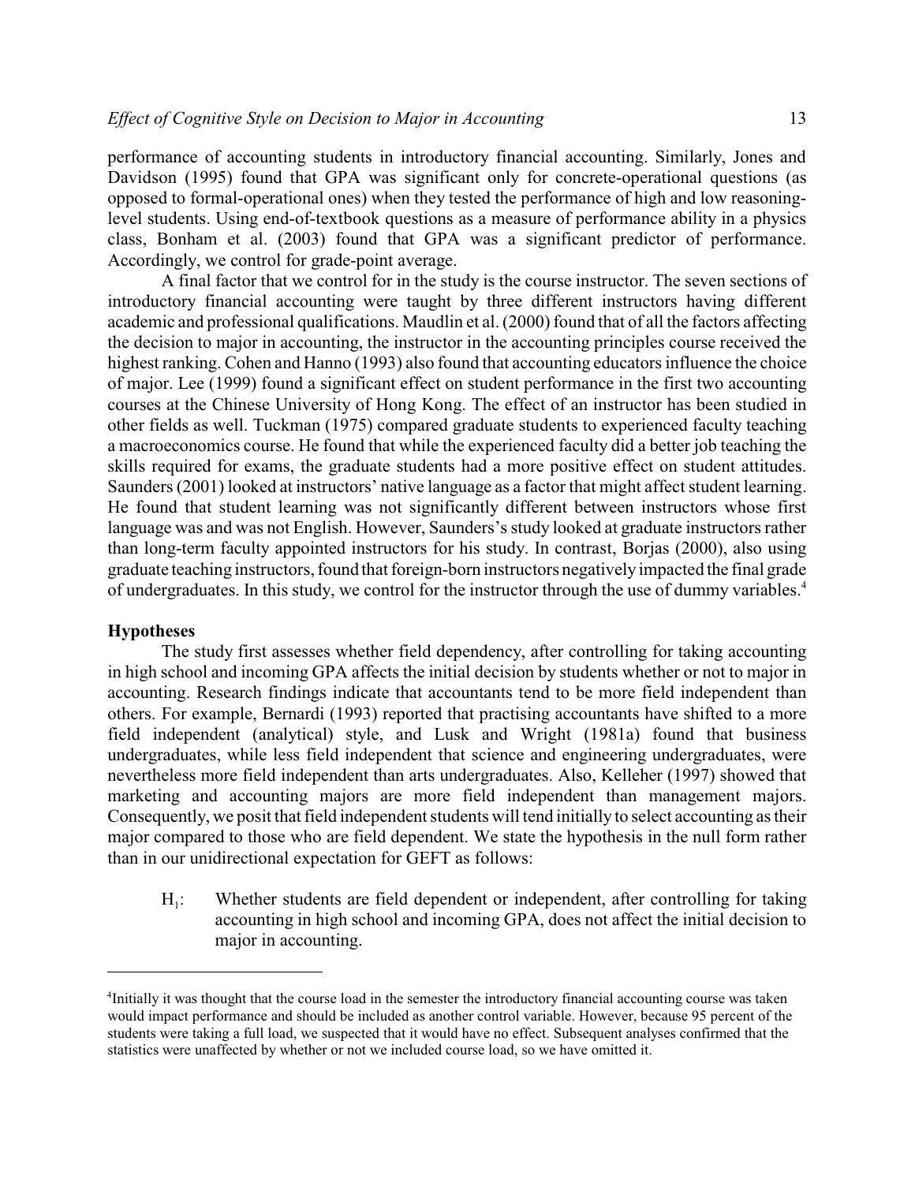performance of accounting students in introductory financial accounting. Similarly, Jones and Davidson (1995) found that GPA was significant only for concrete-operational questions (as opposed to formal-operational ones) when they tested the performance of high and low reasoning-level students. Using end-of-textbook questions as a measure of performance ability in a physics class, Bonham et al. (2003) found that GPA was a significant predictor of performance. Accordingly, we control for grade-point average.

A final factor that we control for in the study is the course instructor. The seven sections of introductory financial accounting were taught by three different instructors having different academic and professional qualifications. Maudlin et al. (2000) found that of all the factors affecting the decision to major in accounting, the instructor in the accounting principles course received the highest ranking. Cohen and Hanno (1993) also found that accounting educators influence the choice of major. Lee (1999) found a significant effect on student performance in the first two accounting courses at the Chinese University of Hong Kong. The effect of an instructor has been studied in other fields as well. Tuckman (1975) compared graduate students to experienced faculty teaching a macroeconomics course. He found that while the experienced faculty did a better job teaching the skills required for exams, the graduate students had a more positive effect on student attitudes. Saunders (2001) looked at instructors' native language as a factor that might affect student learning. He found that student learning was not significantly different between instructors whose first language was and was not English. However, Saunders's study looked at graduate instructors rather than long-term faculty appointed instructors for his study. In contrast, Borjas (2000), also using graduate teaching instructors, found that foreign-born instructors negatively impacted the final grade of undergraduates. In this study, we control for the instructor through the use of dummy variables.[4]

### Hypotheses

The study first assesses whether field dependency, after controlling for taking accounting in high school and incoming GPA affects the initial decision by students whether or not to major in accounting. Research findings indicate that accountants tend to be more field independent than others. For example, Bernardi (1993) reported that practising accountants have shifted to a more field independent (analytical) style, and Lusk and Wright (1981a) found that business undergraduates, while less field independent that science and engineering undergraduates, were nevertheless more field independent than arts undergraduates. Also, Kelleher (1997) showed that marketing and accounting majors are more field independent than management majors. Consequently, we posit that field independent students will tend initially to select accounting as their major compared to those who are field dependent. We state the hypothesis in the null form rather than in our unidirectional expectation for GEFT as follows:

> $H_1$: Whether students are field dependent or independent, after controlling for taking accounting in high school and incoming GPA, does not affect the initial decision to major in accounting.

---

[4]Initially it was thought that the course load in the semester the introductory financial accounting course was taken would impact performance and should be included as another control variable. However, because 95 percent of the students were taking a full load, we suspected that it would have no effect. Subsequent analyses confirmed that the statistics were unaffected by whether or not we included course load, so we have omitted it.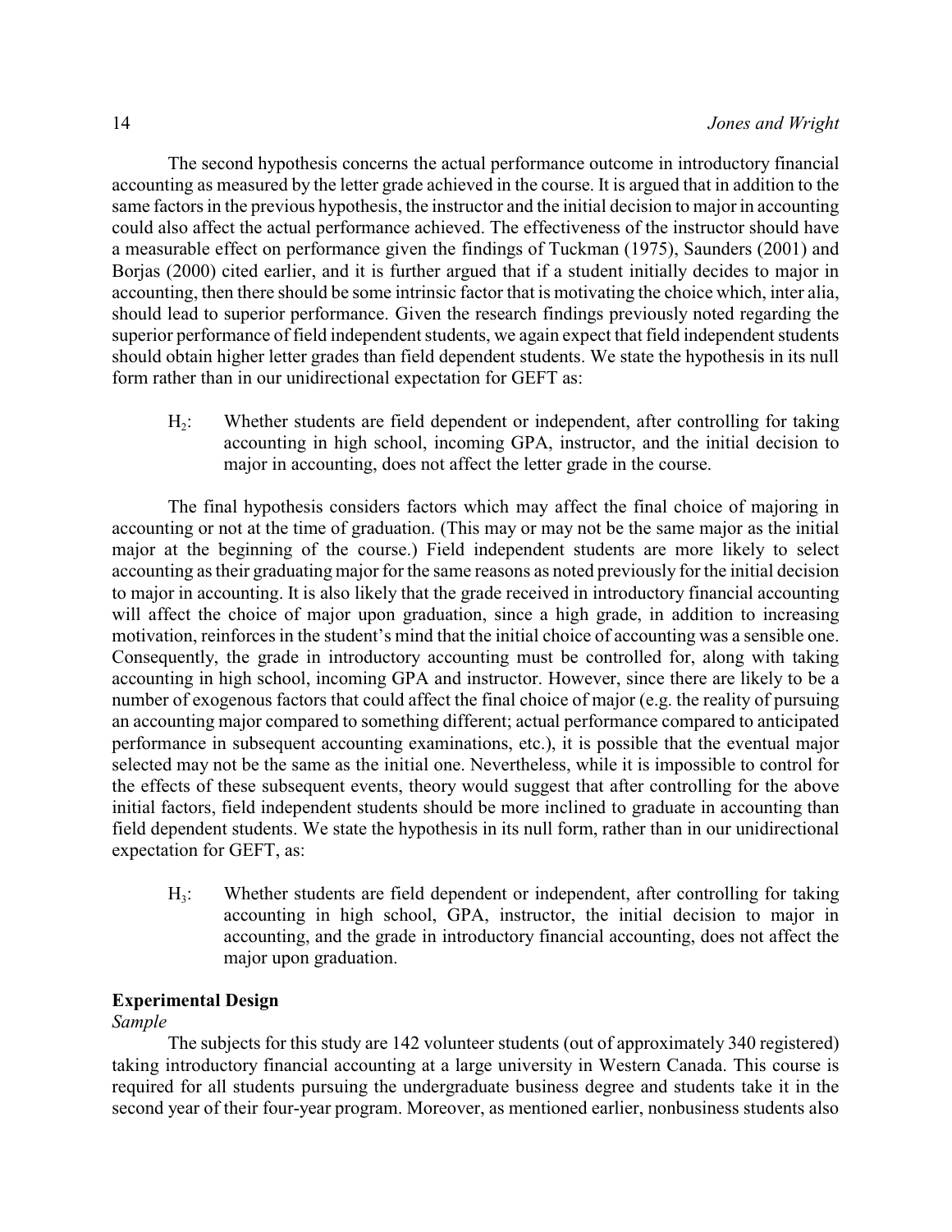The second hypothesis concerns the actual performance outcome in introductory financial accounting as measured by the letter grade achieved in the course. It is argued that in addition to the same factors in the previous hypothesis, the instructor and the initial decision to major in accounting could also affect the actual performance achieved. The effectiveness of the instructor should have a measurable effect on performance given the findings of Tuckman (1975), Saunders (2001) and Borjas (2000) cited earlier, and it is further argued that if a student initially decides to major in accounting, then there should be some intrinsic factor that is motivating the choice which, inter alia, should lead to superior performance. Given the research findings previously noted regarding the superior performance of field independent students, we again expect that field independent students should obtain higher letter grades than field dependent students. We state the hypothesis in its null form rather than in our unidirectional expectation for GEFT as:

> $H_2$: Whether students are field dependent or independent, after controlling for taking accounting in high school, incoming GPA, instructor, and the initial decision to major in accounting, does not affect the letter grade in the course.

The final hypothesis considers factors which may affect the final choice of majoring in accounting or not at the time of graduation. (This may or may not be the same major as the initial major at the beginning of the course.) Field independent students are more likely to select accounting as their graduating major for the same reasons as noted previously for the initial decision to major in accounting. It is also likely that the grade received in introductory financial accounting will affect the choice of major upon graduation, since a high grade, in addition to increasing motivation, reinforces in the student's mind that the initial choice of accounting was a sensible one. Consequently, the grade in introductory accounting must be controlled for, along with taking accounting in high school, incoming GPA and instructor. However, since there are likely to be a number of exogenous factors that could affect the final choice of major (e.g. the reality of pursuing an accounting major compared to something different; actual performance compared to anticipated performance in subsequent accounting examinations, etc.), it is possible that the eventual major selected may not be the same as the initial one. Nevertheless, while it is impossible to control for the effects of these subsequent events, theory would suggest that after controlling for the above initial factors, field independent students should be more inclined to graduate in accounting than field dependent students. We state the hypothesis in its null form, rather than in our unidirectional expectation for GEFT, as:

> $H_3$: Whether students are field dependent or independent, after controlling for taking accounting in high school, GPA, instructor, the initial decision to major in accounting, and the grade in introductory financial accounting, does not affect the major upon graduation.

## Experimental Design

### *Sample*

The subjects for this study are 142 volunteer students (out of approximately 340 registered) taking introductory financial accounting at a large university in Western Canada. This course is required for all students pursuing the undergraduate business degree and students take it in the second year of their four-year program. Moreover, as mentioned earlier, nonbusiness students also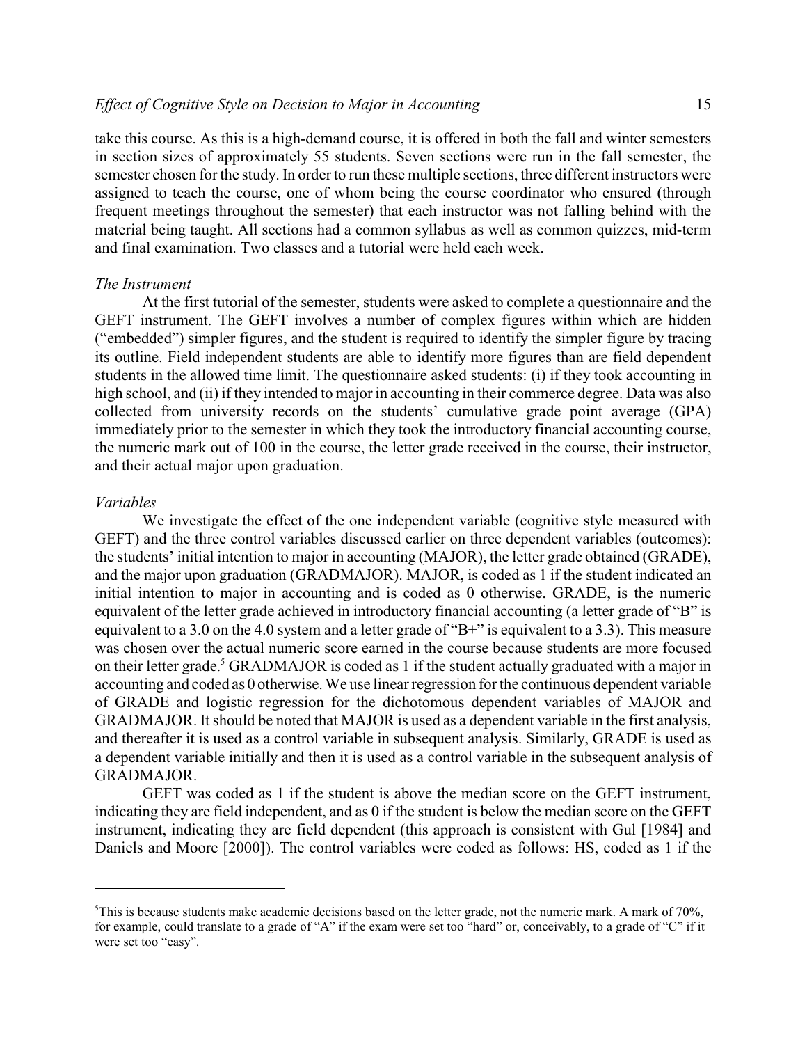take this course. As this is a high-demand course, it is offered in both the fall and winter semesters in section sizes of approximately 55 students. Seven sections were run in the fall semester, the semester chosen for the study. In order to run these multiple sections, three different instructors were assigned to teach the course, one of whom being the course coordinator who ensured (through frequent meetings throughout the semester) that each instructor was not falling behind with the material being taught. All sections had a common syllabus as well as common quizzes, mid-term and final examination. Two classes and a tutorial were held each week.

*The Instrument*

At the first tutorial of the semester, students were asked to complete a questionnaire and the GEFT instrument. The GEFT involves a number of complex figures within which are hidden ("embedded") simpler figures, and the student is required to identify the simpler figure by tracing its outline. Field independent students are able to identify more figures than are field dependent students in the allowed time limit. The questionnaire asked students: (i) if they took accounting in high school, and (ii) if they intended to major in accounting in their commerce degree. Data was also collected from university records on the students' cumulative grade point average (GPA) immediately prior to the semester in which they took the introductory financial accounting course, the numeric mark out of 100 in the course, the letter grade received in the course, their instructor, and their actual major upon graduation.

*Variables*

We investigate the effect of the one independent variable (cognitive style measured with GEFT) and the three control variables discussed earlier on three dependent variables (outcomes): the students' initial intention to major in accounting (MAJOR), the letter grade obtained (GRADE), and the major upon graduation (GRADMAJOR). MAJOR, is coded as 1 if the student indicated an initial intention to major in accounting and is coded as 0 otherwise. GRADE, is the numeric equivalent of the letter grade achieved in introductory financial accounting (a letter grade of "B" is equivalent to a 3.0 on the 4.0 system and a letter grade of "B+" is equivalent to a 3.3). This measure was chosen over the actual numeric score earned in the course because students are more focused on their letter grade.[5] GRADMAJOR is coded as 1 if the student actually graduated with a major in accounting and coded as 0 otherwise. We use linear regression for the continuous dependent variable of GRADE and logistic regression for the dichotomous dependent variables of MAJOR and GRADMAJOR. It should be noted that MAJOR is used as a dependent variable in the first analysis, and thereafter it is used as a control variable in subsequent analysis. Similarly, GRADE is used as a dependent variable initially and then it is used as a control variable in the subsequent analysis of GRADMAJOR.

GEFT was coded as 1 if the student is above the median score on the GEFT instrument, indicating they are field independent, and as 0 if the student is below the median score on the GEFT instrument, indicating they are field dependent (this approach is consistent with Gul [1984] and Daniels and Moore [2000]). The control variables were coded as follows: HS, coded as 1 if the

---

[5]This is because students make academic decisions based on the letter grade, not the numeric mark. A mark of 70%, for example, could translate to a grade of "A" if the exam were set too "hard" or, conceivably, to a grade of "C" if it were set too "easy".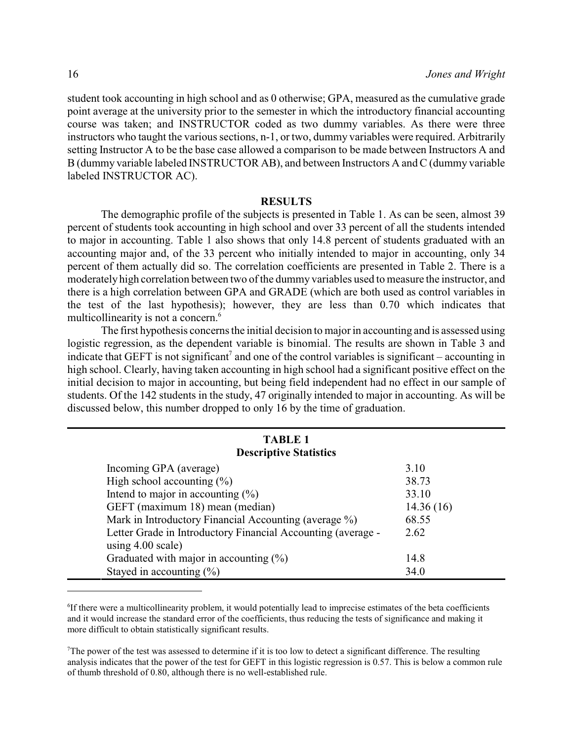student took accounting in high school and as 0 otherwise; GPA, measured as the cumulative grade point average at the university prior to the semester in which the introductory financial accounting course was taken; and INSTRUCTOR coded as two dummy variables. As there were three instructors who taught the various sections, n-1, or two, dummy variables were required. Arbitrarily setting Instructor A to be the base case allowed a comparison to be made between Instructors A and B (dummy variable labeled INSTRUCTOR AB), and between Instructors A and C (dummy variable labeled INSTRUCTOR AC).

## RESULTS

The demographic profile of the subjects is presented in Table 1. As can be seen, almost 39 percent of students took accounting in high school and over 33 percent of all the students intended to major in accounting. Table 1 also shows that only 14.8 percent of students graduated with an accounting major and, of the 33 percent who initially intended to major in accounting, only 34 percent of them actually did so. The correlation coefficients are presented in Table 2. There is a moderately high correlation between two of the dummy variables used to measure the instructor, and there is a high correlation between GPA and GRADE (which are both used as control variables in the test of the last hypothesis); however, they are less than 0.70 which indicates that multicollinearity is not a concern.[6]

The first hypothesis concerns the initial decision to major in accounting and is assessed using logistic regression, as the dependent variable is binomial. The results are shown in Table 3 and indicate that GEFT is not significant[7] and one of the control variables is significant – accounting in high school. Clearly, having taken accounting in high school had a significant positive effect on the initial decision to major in accounting, but being field independent had no effect in our sample of students. Of the 142 students in the study, 47 originally intended to major in accounting. As will be discussed below, this number dropped to only 16 by the time of graduation.

**TABLE 1**
**Descriptive Statistics**

| | |
|---|---|
| Incoming GPA (average) | 3.10 |
| High school accounting (%) | 38.73 |
| Intend to major in accounting (%) | 33.10 |
| GEFT (maximum 18) mean (median) | 14.36 (16) |
| Mark in Introductory Financial Accounting (average %) | 68.55 |
| Letter Grade in Introductory Financial Accounting (average - using 4.00 scale) | 2.62 |
| Graduated with major in accounting (%) | 14.8 |
| Stayed in accounting (%) | 34.0 |

---

[6] If there were a multicollinearity problem, it would potentially lead to imprecise estimates of the beta coefficients and it would increase the standard error of the coefficients, thus reducing the tests of significance and making it more difficult to obtain statistically significant results.

[7] The power of the test was assessed to determine if it is too low to detect a significant difference. The resulting analysis indicates that the power of the test for GEFT in this logistic regression is 0.57. This is below a common rule of thumb threshold of 0.80, although there is no well-established rule.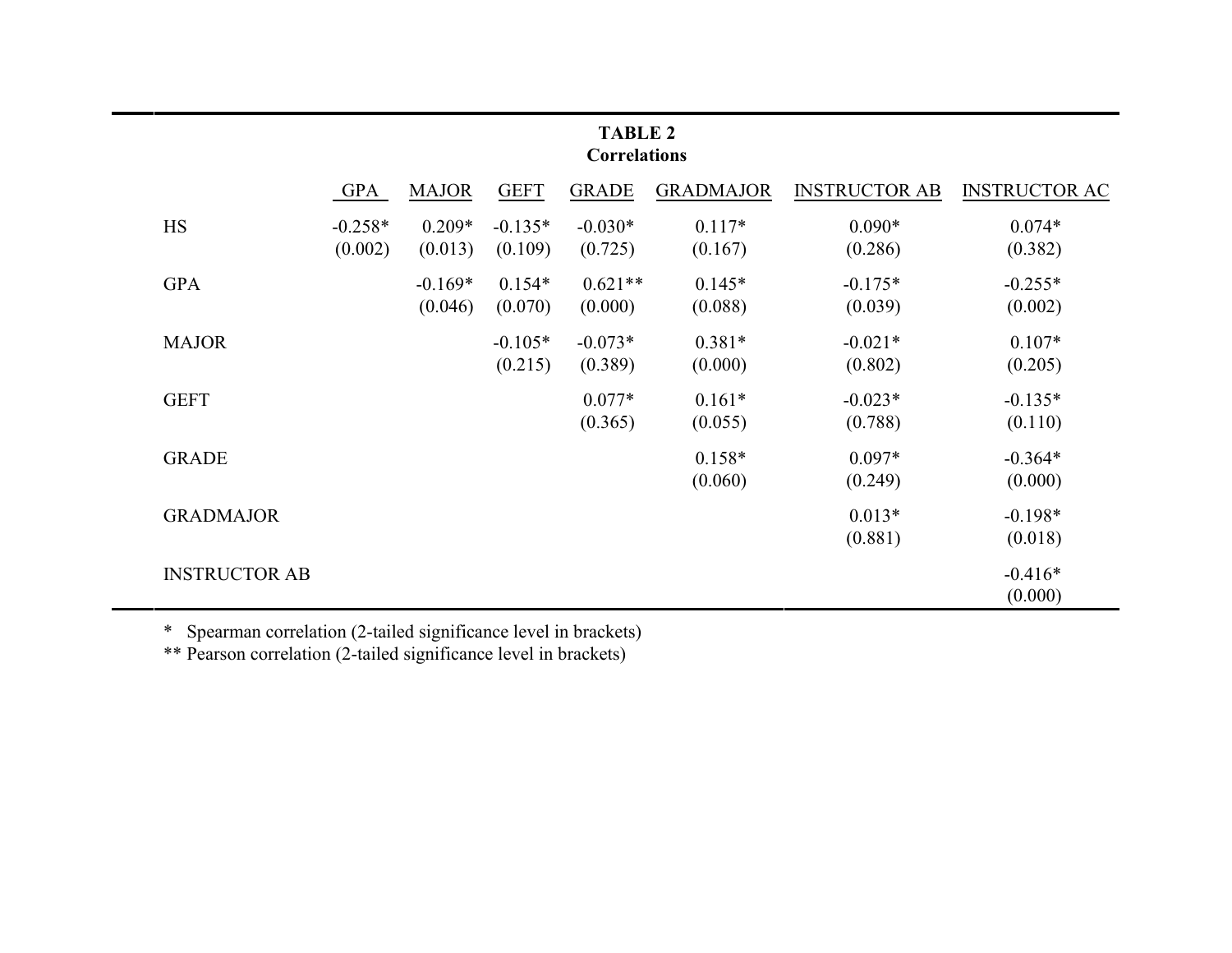**TABLE 2**
**Correlations**

| | GPA | MAJOR | GEFT | GRADE | GRADMAJOR | INSTRUCTOR AB | INSTRUCTOR AC |
|---|---|---|---|---|---|---|---|
| HS | -0.258*<br>(0.002) | 0.209*<br>(0.013) | -0.135*<br>(0.109) | -0.030*<br>(0.725) | 0.117*<br>(0.167) | 0.090*<br>(0.286) | 0.074*<br>(0.382) |
| GPA | | -0.169*<br>(0.046) | 0.154*<br>(0.070) | 0.621**<br>(0.000) | 0.145*<br>(0.088) | -0.175*<br>(0.039) | -0.255*<br>(0.002) |
| MAJOR | | | -0.105*<br>(0.215) | -0.073*<br>(0.389) | 0.381*<br>(0.000) | -0.021*<br>(0.802) | 0.107*<br>(0.205) |
| GEFT | | | | 0.077*<br>(0.365) | 0.161*<br>(0.055) | -0.023*<br>(0.788) | -0.135*<br>(0.110) |
| GRADE | | | | | 0.158*<br>(0.060) | 0.097*<br>(0.249) | -0.364*<br>(0.000) |
| GRADMAJOR | | | | | | 0.013*<br>(0.881) | -0.198*<br>(0.018) |
| INSTRUCTOR AB | | | | | | | -0.416*<br>(0.000) |

\* Spearman correlation (2-tailed significance level in brackets)
** Pearson correlation (2-tailed significance level in brackets)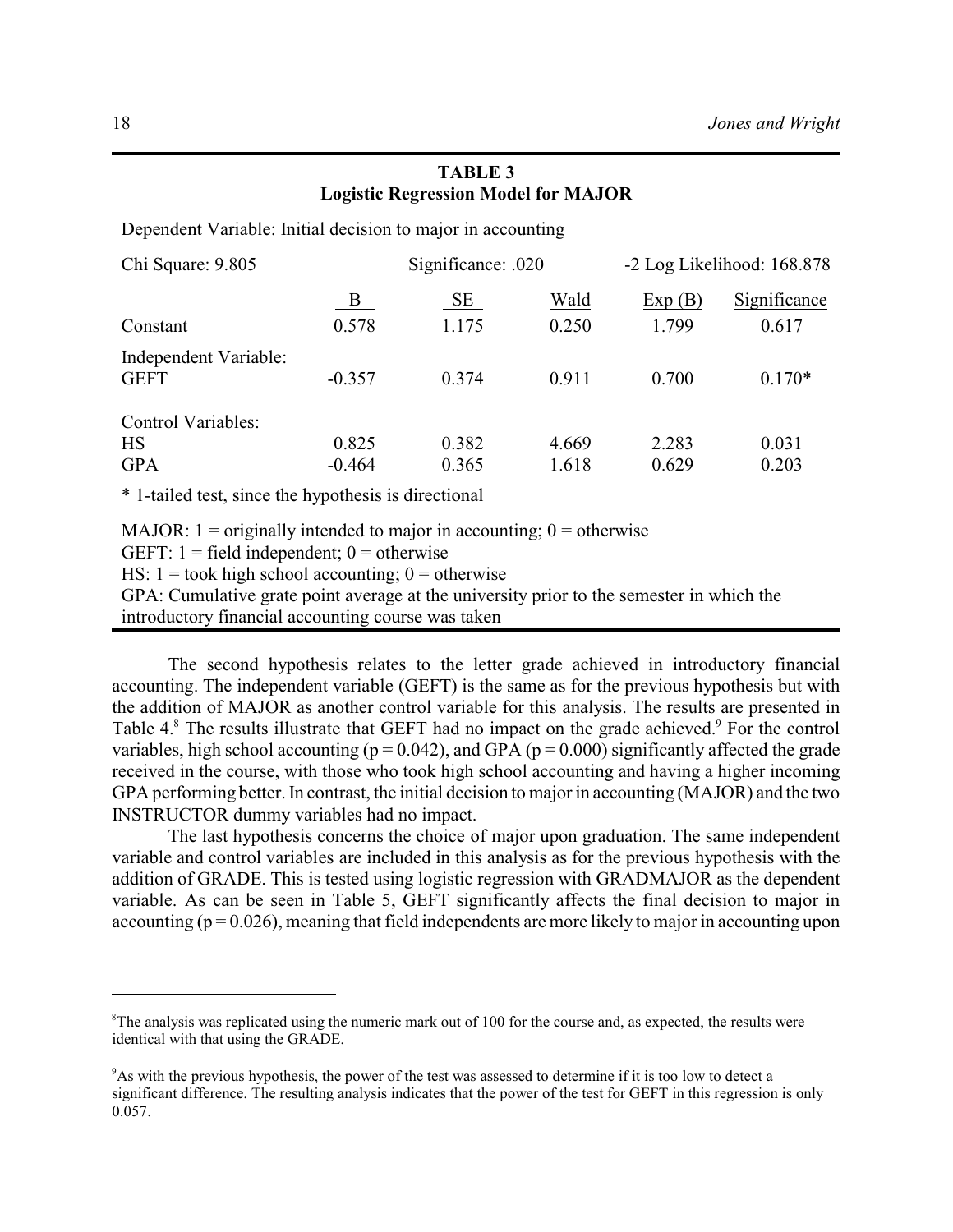**TABLE 3**
**Logistic Regression Model for MAJOR**

Dependent Variable: Initial decision to major in accounting

Chi Square: 9.805 Significance: .020 -2 Log Likelihood: 168.878

| | B | SE | Wald | Exp (B) | Significance |
|---|---|---|---|---|---|
| Constant | 0.578 | 1.175 | 0.250 | 1.799 | 0.617 |
| Independent Variable: | | | | | |
| GEFT | -0.357 | 0.374 | 0.911 | 0.700 | 0.170* |
| Control Variables: | | | | | |
| HS | 0.825 | 0.382 | 4.669 | 2.283 | 0.031 |
| GPA | -0.464 | 0.365 | 1.618 | 0.629 | 0.203 |

\* 1-tailed test, since the hypothesis is directional

MAJOR: 1 = originally intended to major in accounting; 0 = otherwise
GEFT: 1 = field independent; 0 = otherwise
HS: 1 = took high school accounting; 0 = otherwise
GPA: Cumulative grate point average at the university prior to the semester in which the introductory financial accounting course was taken

The second hypothesis relates to the letter grade achieved in introductory financial accounting. The independent variable (GEFT) is the same as for the previous hypothesis but with the addition of MAJOR as another control variable for this analysis. The results are presented in Table 4.[8] The results illustrate that GEFT had no impact on the grade achieved.[9] For the control variables, high school accounting ($p = 0.042$), and GPA ($p = 0.000$) significantly affected the grade received in the course, with those who took high school accounting and having a higher incoming GPA performing better. In contrast, the initial decision to major in accounting (MAJOR) and the two INSTRUCTOR dummy variables had no impact.

The last hypothesis concerns the choice of major upon graduation. The same independent variable and control variables are included in this analysis as for the previous hypothesis with the addition of GRADE. This is tested using logistic regression with GRADMAJOR as the dependent variable. As can be seen in Table 5, GEFT significantly affects the final decision to major in accounting ($p = 0.026$), meaning that field independents are more likely to major in accounting upon

[8] The analysis was replicated using the numeric mark out of 100 for the course and, as expected, the results were identical with that using the GRADE.

[9] As with the previous hypothesis, the power of the test was assessed to determine if it is too low to detect a significant difference. The resulting analysis indicates that the power of the test for GEFT in this regression is only 0.057.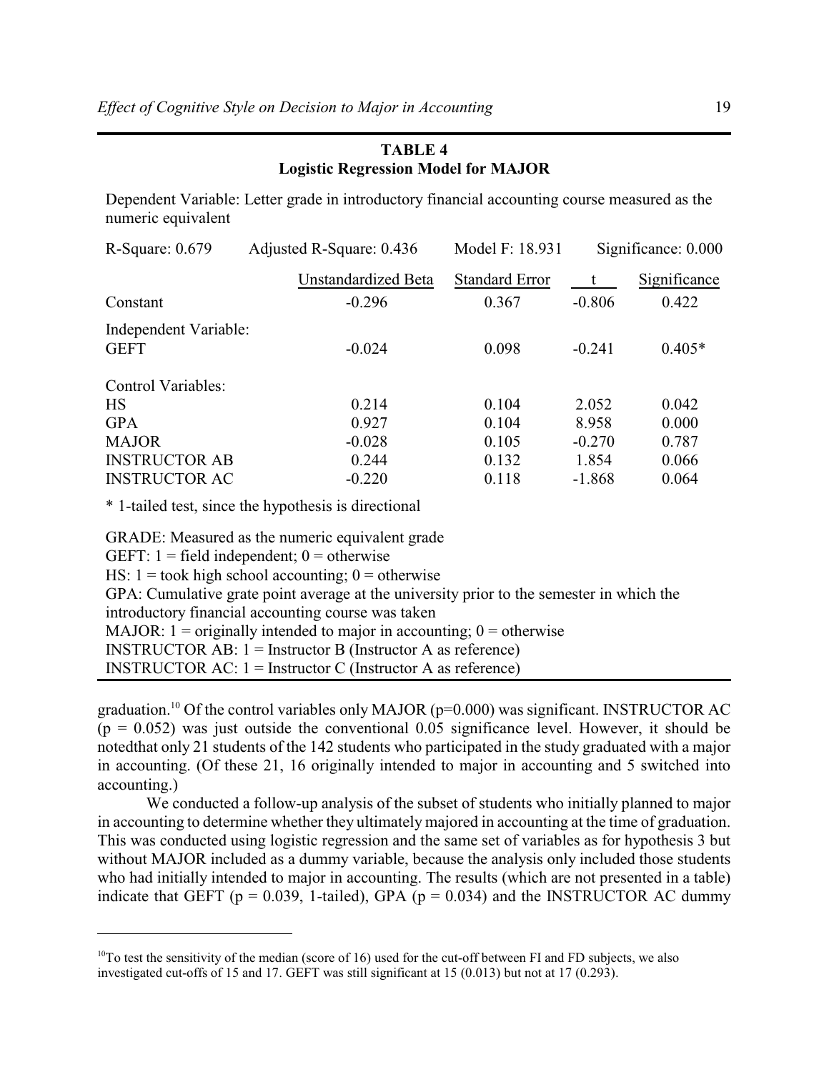**TABLE 4**
**Logistic Regression Model for MAJOR**

Dependent Variable: Letter grade in introductory financial accounting course measured as the numeric equivalent

R-Square: 0.679 Adjusted R-Square: 0.436 Model F: 18.931 Significance: 0.000

| | Unstandardized Beta | Standard Error | t | Significance |
|---|---|---|---|---|
| Constant | -0.296 | 0.367 | -0.806 | 0.422 |
| Independent Variable: | | | | |
| GEFT | -0.024 | 0.098 | -0.241 | 0.405* |
| Control Variables: | | | | |
| HS | 0.214 | 0.104 | 2.052 | 0.042 |
| GPA | 0.927 | 0.104 | 8.958 | 0.000 |
| MAJOR | -0.028 | 0.105 | -0.270 | 0.787 |
| INSTRUCTOR AB | 0.244 | 0.132 | 1.854 | 0.066 |
| INSTRUCTOR AC | -0.220 | 0.118 | -1.868 | 0.064 |

\* 1-tailed test, since the hypothesis is directional

GRADE: Measured as the numeric equivalent grade
GEFT: 1 = field independent; 0 = otherwise
HS: 1 = took high school accounting; 0 = otherwise
GPA: Cumulative grate point average at the university prior to the semester in which the introductory financial accounting course was taken
MAJOR: 1 = originally intended to major in accounting; 0 = otherwise
INSTRUCTOR AB: 1 = Instructor B (Instructor A as reference)
INSTRUCTOR AC: 1 = Instructor C (Instructor A as reference)

graduation.[10] Of the control variables only MAJOR (p=0.000) was significant. INSTRUCTOR AC (p = 0.052) was just outside the conventional 0.05 significance level. However, it should be notedthat only 21 students of the 142 students who participated in the study graduated with a major in accounting. (Of these 21, 16 originally intended to major in accounting and 5 switched into accounting.)

We conducted a follow-up analysis of the subset of students who initially planned to major in accounting to determine whether they ultimately majored in accounting at the time of graduation. This was conducted using logistic regression and the same set of variables as for hypothesis 3 but without MAJOR included as a dummy variable, because the analysis only included those students who had initially intended to major in accounting. The results (which are not presented in a table) indicate that GEFT (p = 0.039, 1-tailed), GPA (p = 0.034) and the INSTRUCTOR AC dummy

[10] To test the sensitivity of the median (score of 16) used for the cut-off between FI and FD subjects, we also investigated cut-offs of 15 and 17. GEFT was still significant at 15 (0.013) but not at 17 (0.293).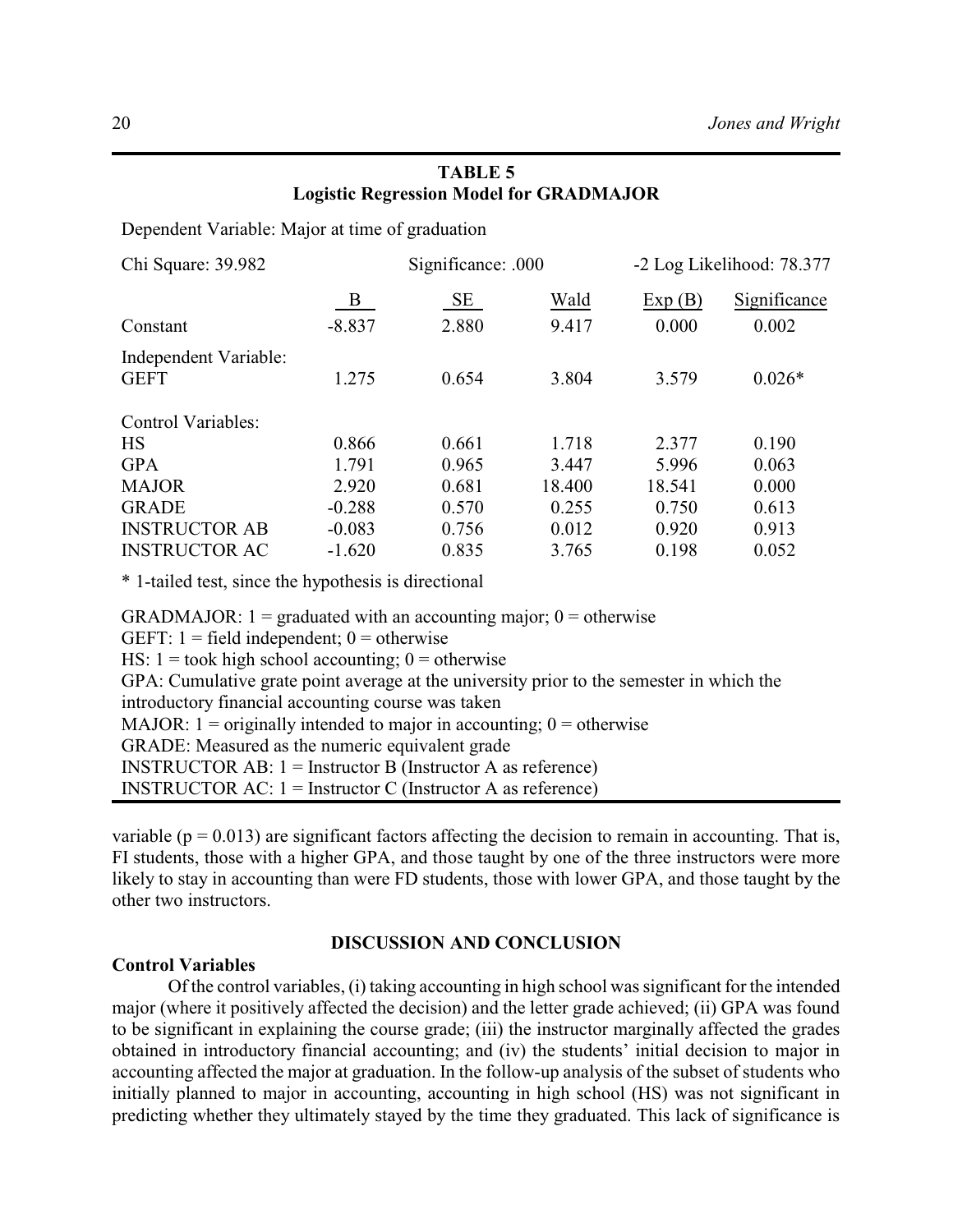**TABLE 5**
**Logistic Regression Model for GRADMAJOR**

Dependent Variable: Major at time of graduation

Chi Square: 39.982 | Significance: .000 | -2 Log Likelihood: 78.377

| | B | SE | Wald | Exp (B) | Significance |
|---|---|---|---|---|---|
| Constant | -8.837 | 2.880 | 9.417 | 0.000 | 0.002 |
| Independent Variable: | | | | | |
| GEFT | 1.275 | 0.654 | 3.804 | 3.579 | 0.026* |
| Control Variables: | | | | | |
| HS | 0.866 | 0.661 | 1.718 | 2.377 | 0.190 |
| GPA | 1.791 | 0.965 | 3.447 | 5.996 | 0.063 |
| MAJOR | 2.920 | 0.681 | 18.400 | 18.541 | 0.000 |
| GRADE | -0.288 | 0.570 | 0.255 | 0.750 | 0.613 |
| INSTRUCTOR AB | -0.083 | 0.756 | 0.012 | 0.920 | 0.913 |
| INSTRUCTOR AC | -1.620 | 0.835 | 3.765 | 0.198 | 0.052 |

\* 1-tailed test, since the hypothesis is directional

GRADMAJOR: 1 = graduated with an accounting major; 0 = otherwise
GEFT: 1 = field independent; 0 = otherwise
HS: 1 = took high school accounting; 0 = otherwise
GPA: Cumulative grate point average at the university prior to the semester in which the introductory financial accounting course was taken
MAJOR: 1 = originally intended to major in accounting; 0 = otherwise
GRADE: Measured as the numeric equivalent grade
INSTRUCTOR AB: 1 = Instructor B (Instructor A as reference)
INSTRUCTOR AC: 1 = Instructor C (Instructor A as reference)

variable ($p = 0.013$) are significant factors affecting the decision to remain in accounting. That is, FI students, those with a higher GPA, and those taught by one of the three instructors were more likely to stay in accounting than were FD students, those with lower GPA, and those taught by the other two instructors.

## DISCUSSION AND CONCLUSION

### Control Variables

Of the control variables, (i) taking accounting in high school was significant for the intended major (where it positively affected the decision) and the letter grade achieved; (ii) GPA was found to be significant in explaining the course grade; (iii) the instructor marginally affected the grades obtained in introductory financial accounting; and (iv) the students' initial decision to major in accounting affected the major at graduation. In the follow-up analysis of the subset of students who initially planned to major in accounting, accounting in high school (HS) was not significant in predicting whether they ultimately stayed by the time they graduated. This lack of significance is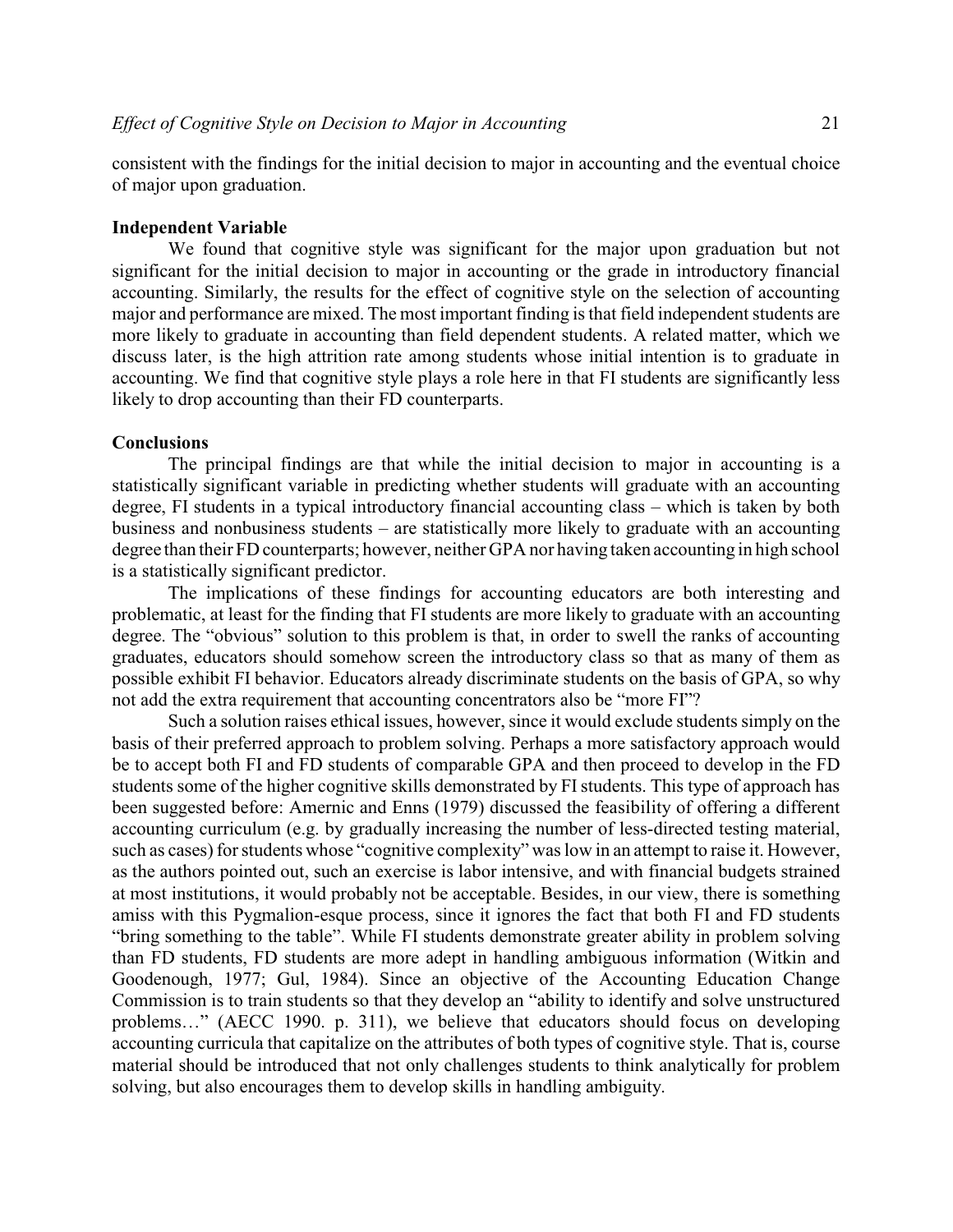consistent with the findings for the initial decision to major in accounting and the eventual choice of major upon graduation.

**Independent Variable**

We found that cognitive style was significant for the major upon graduation but not significant for the initial decision to major in accounting or the grade in introductory financial accounting. Similarly, the results for the effect of cognitive style on the selection of accounting major and performance are mixed. The most important finding is that field independent students are more likely to graduate in accounting than field dependent students. A related matter, which we discuss later, is the high attrition rate among students whose initial intention is to graduate in accounting. We find that cognitive style plays a role here in that FI students are significantly less likely to drop accounting than their FD counterparts.

**Conclusions**

The principal findings are that while the initial decision to major in accounting is a statistically significant variable in predicting whether students will graduate with an accounting degree, FI students in a typical introductory financial accounting class – which is taken by both business and nonbusiness students – are statistically more likely to graduate with an accounting degree than their FD counterparts; however, neither GPA nor having taken accounting in high school is a statistically significant predictor.

The implications of these findings for accounting educators are both interesting and problematic, at least for the finding that FI students are more likely to graduate with an accounting degree. The "obvious" solution to this problem is that, in order to swell the ranks of accounting graduates, educators should somehow screen the introductory class so that as many of them as possible exhibit FI behavior. Educators already discriminate students on the basis of GPA, so why not add the extra requirement that accounting concentrators also be "more FI"?

Such a solution raises ethical issues, however, since it would exclude students simply on the basis of their preferred approach to problem solving. Perhaps a more satisfactory approach would be to accept both FI and FD students of comparable GPA and then proceed to develop in the FD students some of the higher cognitive skills demonstrated by FI students. This type of approach has been suggested before: Amernic and Enns (1979) discussed the feasibility of offering a different accounting curriculum (e.g. by gradually increasing the number of less-directed testing material, such as cases) for students whose "cognitive complexity" was low in an attempt to raise it. However, as the authors pointed out, such an exercise is labor intensive, and with financial budgets strained at most institutions, it would probably not be acceptable. Besides, in our view, there is something amiss with this Pygmalion-esque process, since it ignores the fact that both FI and FD students "bring something to the table". While FI students demonstrate greater ability in problem solving than FD students, FD students are more adept in handling ambiguous information (Witkin and Goodenough, 1977; Gul, 1984). Since an objective of the Accounting Education Change Commission is to train students so that they develop an "ability to identify and solve unstructured problems…" (AECC 1990. p. 311), we believe that educators should focus on developing accounting curricula that capitalize on the attributes of both types of cognitive style. That is, course material should be introduced that not only challenges students to think analytically for problem solving, but also encourages them to develop skills in handling ambiguity.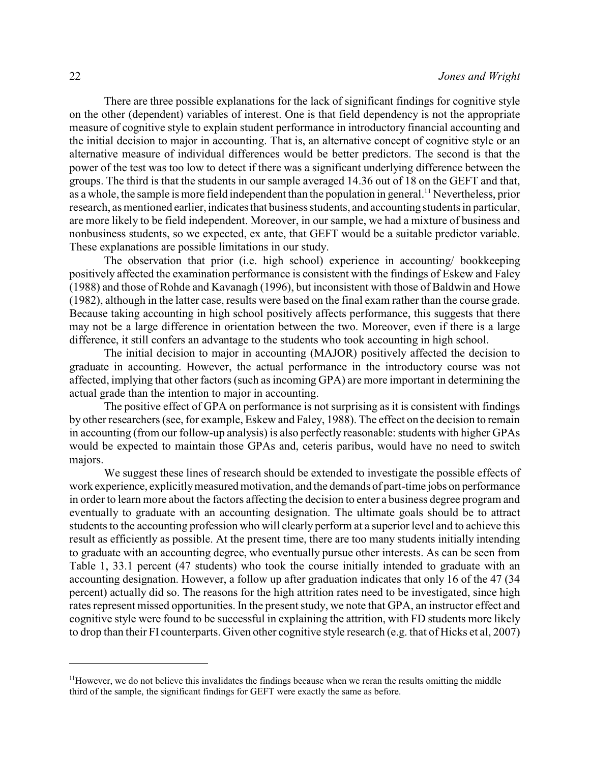There are three possible explanations for the lack of significant findings for cognitive style on the other (dependent) variables of interest. One is that field dependency is not the appropriate measure of cognitive style to explain student performance in introductory financial accounting and the initial decision to major in accounting. That is, an alternative concept of cognitive style or an alternative measure of individual differences would be better predictors. The second is that the power of the test was too low to detect if there was a significant underlying difference between the groups. The third is that the students in our sample averaged 14.36 out of 18 on the GEFT and that, as a whole, the sample is more field independent than the population in general.[11] Nevertheless, prior research, as mentioned earlier, indicates that business students, and accounting students in particular, are more likely to be field independent. Moreover, in our sample, we had a mixture of business and nonbusiness students, so we expected, ex ante, that GEFT would be a suitable predictor variable. These explanations are possible limitations in our study.

The observation that prior (i.e. high school) experience in accounting/ bookkeeping positively affected the examination performance is consistent with the findings of Eskew and Faley (1988) and those of Rohde and Kavanagh (1996), but inconsistent with those of Baldwin and Howe (1982), although in the latter case, results were based on the final exam rather than the course grade. Because taking accounting in high school positively affects performance, this suggests that there may not be a large difference in orientation between the two. Moreover, even if there is a large difference, it still confers an advantage to the students who took accounting in high school.

The initial decision to major in accounting (MAJOR) positively affected the decision to graduate in accounting. However, the actual performance in the introductory course was not affected, implying that other factors (such as incoming GPA) are more important in determining the actual grade than the intention to major in accounting.

The positive effect of GPA on performance is not surprising as it is consistent with findings by other researchers (see, for example, Eskew and Faley, 1988). The effect on the decision to remain in accounting (from our follow-up analysis) is also perfectly reasonable: students with higher GPAs would be expected to maintain those GPAs and, ceteris paribus, would have no need to switch majors.

We suggest these lines of research should be extended to investigate the possible effects of work experience, explicitly measured motivation, and the demands of part-time jobs on performance in order to learn more about the factors affecting the decision to enter a business degree program and eventually to graduate with an accounting designation. The ultimate goals should be to attract students to the accounting profession who will clearly perform at a superior level and to achieve this result as efficiently as possible. At the present time, there are too many students initially intending to graduate with an accounting degree, who eventually pursue other interests. As can be seen from Table 1, 33.1 percent (47 students) who took the course initially intended to graduate with an accounting designation. However, a follow up after graduation indicates that only 16 of the 47 (34 percent) actually did so. The reasons for the high attrition rates need to be investigated, since high rates represent missed opportunities. In the present study, we note that GPA, an instructor effect and cognitive style were found to be successful in explaining the attrition, with FD students more likely to drop than their FI counterparts. Given other cognitive style research (e.g. that of Hicks et al, 2007)

[11] However, we do not believe this invalidates the findings because when we reran the results omitting the middle third of the sample, the significant findings for GEFT were exactly the same as before.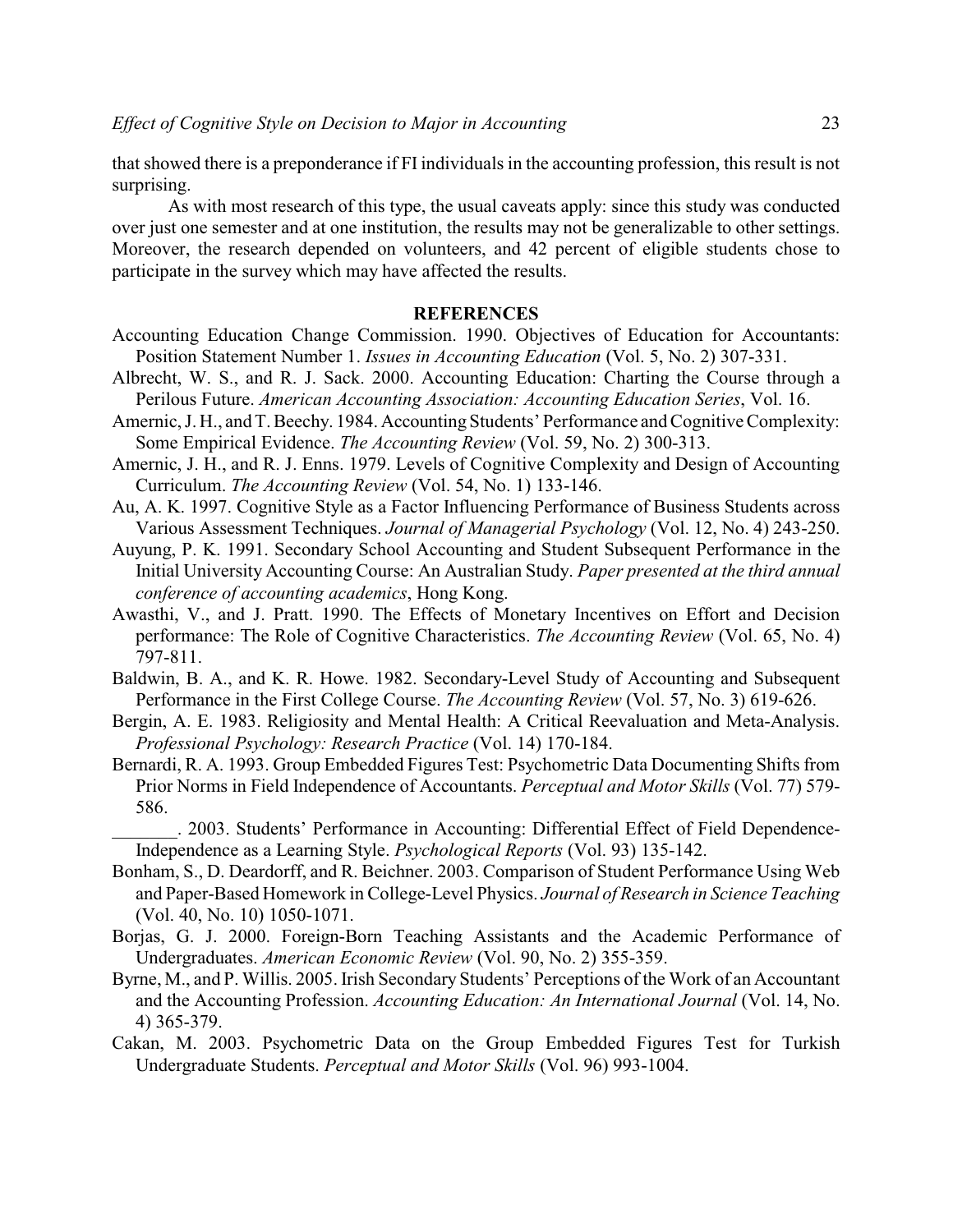that showed there is a preponderance if FI individuals in the accounting profession, this result is not surprising.

As with most research of this type, the usual caveats apply: since this study was conducted over just one semester and at one institution, the results may not be generalizable to other settings. Moreover, the research depended on volunteers, and 42 percent of eligible students chose to participate in the survey which may have affected the results.

## REFERENCES

Accounting Education Change Commission. 1990. Objectives of Education for Accountants: Position Statement Number 1. *Issues in Accounting Education* (Vol. 5, No. 2) 307-331.

Albrecht, W. S., and R. J. Sack. 2000. Accounting Education: Charting the Course through a Perilous Future. *American Accounting Association: Accounting Education Series*, Vol. 16.

Amernic, J. H., and T. Beechy. 1984. Accounting Students' Performance and Cognitive Complexity: Some Empirical Evidence. *The Accounting Review* (Vol. 59, No. 2) 300-313.

Amernic, J. H., and R. J. Enns. 1979. Levels of Cognitive Complexity and Design of Accounting Curriculum. *The Accounting Review* (Vol. 54, No. 1) 133-146.

Au, A. K. 1997. Cognitive Style as a Factor Influencing Performance of Business Students across Various Assessment Techniques. *Journal of Managerial Psychology* (Vol. 12, No. 4) 243-250.

Auyung, P. K. 1991. Secondary School Accounting and Student Subsequent Performance in the Initial University Accounting Course: An Australian Study. *Paper presented at the third annual conference of accounting academics*, Hong Kong.

Awasthi, V., and J. Pratt. 1990. The Effects of Monetary Incentives on Effort and Decision performance: The Role of Cognitive Characteristics. *The Accounting Review* (Vol. 65, No. 4) 797-811.

Baldwin, B. A., and K. R. Howe. 1982. Secondary-Level Study of Accounting and Subsequent Performance in the First College Course. *The Accounting Review* (Vol. 57, No. 3) 619-626.

Bergin, A. E. 1983. Religiosity and Mental Health: A Critical Reevaluation and Meta-Analysis. *Professional Psychology: Research Practice* (Vol. 14) 170-184.

Bernardi, R. A. 1993. Group Embedded Figures Test: Psychometric Data Documenting Shifts from Prior Norms in Field Independence of Accountants. *Perceptual and Motor Skills* (Vol. 77) 579-586.

_______. 2003. Students' Performance in Accounting: Differential Effect of Field Dependence-Independence as a Learning Style. *Psychological Reports* (Vol. 93) 135-142.

Bonham, S., D. Deardorff, and R. Beichner. 2003. Comparison of Student Performance Using Web and Paper-Based Homework in College-Level Physics. *Journal of Research in Science Teaching* (Vol. 40, No. 10) 1050-1071.

Borjas, G. J. 2000. Foreign-Born Teaching Assistants and the Academic Performance of Undergraduates. *American Economic Review* (Vol. 90, No. 2) 355-359.

Byrne, M., and P. Willis. 2005. Irish Secondary Students' Perceptions of the Work of an Accountant and the Accounting Profession. *Accounting Education: An International Journal* (Vol. 14, No. 4) 365-379.

Cakan, M. 2003. Psychometric Data on the Group Embedded Figures Test for Turkish Undergraduate Students. *Perceptual and Motor Skills* (Vol. 96) 993-1004.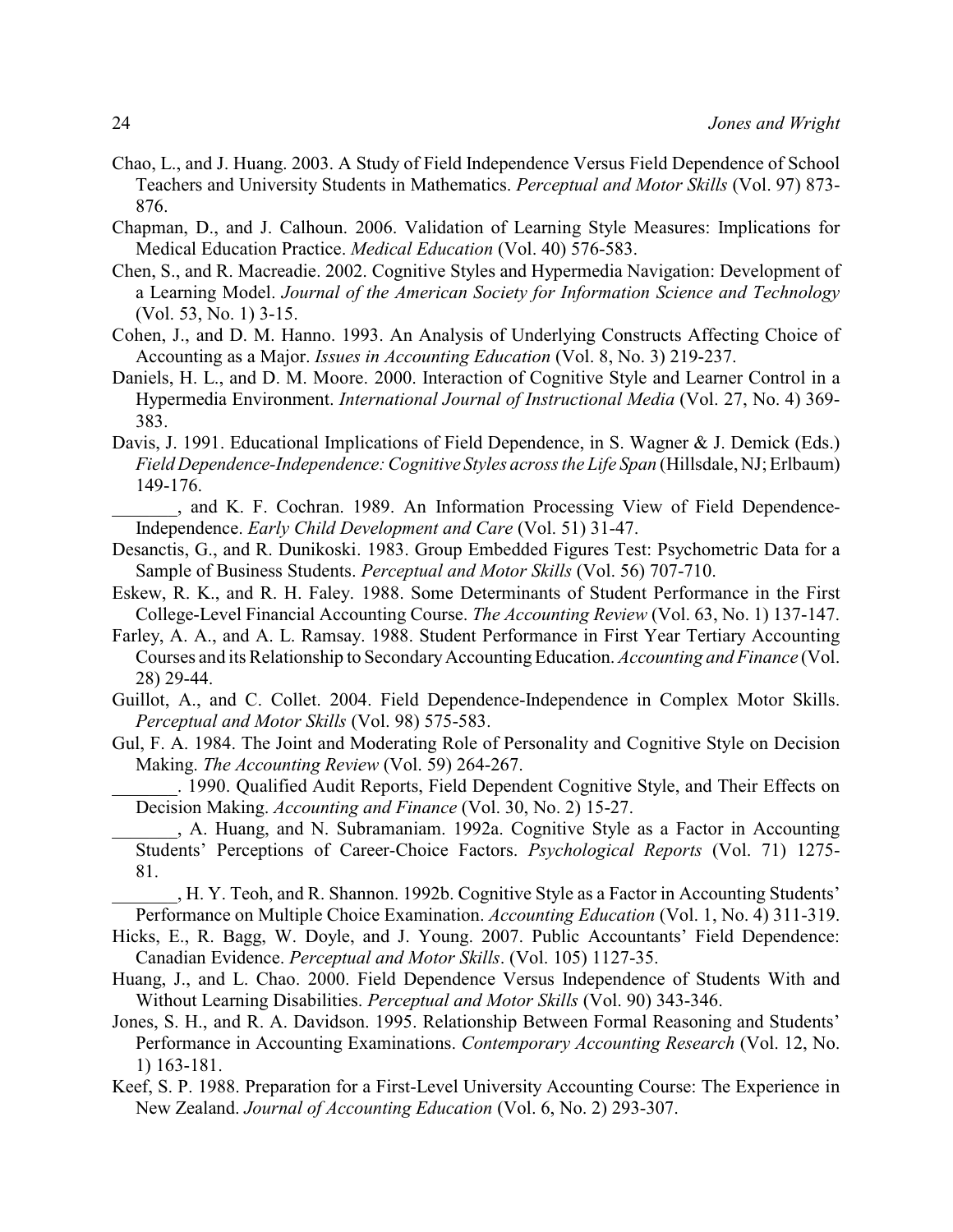Chao, L., and J. Huang. 2003. A Study of Field Independence Versus Field Dependence of School Teachers and University Students in Mathematics. *Perceptual and Motor Skills* (Vol. 97) 873-876.

Chapman, D., and J. Calhoun. 2006. Validation of Learning Style Measures: Implications for Medical Education Practice. *Medical Education* (Vol. 40) 576-583.

Chen, S., and R. Macreadie. 2002. Cognitive Styles and Hypermedia Navigation: Development of a Learning Model. *Journal of the American Society for Information Science and Technology* (Vol. 53, No. 1) 3-15.

Cohen, J., and D. M. Hanno. 1993. An Analysis of Underlying Constructs Affecting Choice of Accounting as a Major. *Issues in Accounting Education* (Vol. 8, No. 3) 219-237.

Daniels, H. L., and D. M. Moore. 2000. Interaction of Cognitive Style and Learner Control in a Hypermedia Environment. *International Journal of Instructional Media* (Vol. 27, No. 4) 369-383.

Davis, J. 1991. Educational Implications of Field Dependence, in S. Wagner & J. Demick (Eds.) *Field Dependence-Independence: Cognitive Styles across the Life Span* (Hillsdale, NJ; Erlbaum) 149-176.

_______, and K. F. Cochran. 1989. An Information Processing View of Field Dependence-Independence. *Early Child Development and Care* (Vol. 51) 31-47.

Desanctis, G., and R. Dunikoski. 1983. Group Embedded Figures Test: Psychometric Data for a Sample of Business Students. *Perceptual and Motor Skills* (Vol. 56) 707-710.

Eskew, R. K., and R. H. Faley. 1988. Some Determinants of Student Performance in the First College-Level Financial Accounting Course. *The Accounting Review* (Vol. 63, No. 1) 137-147.

Farley, A. A., and A. L. Ramsay. 1988. Student Performance in First Year Tertiary Accounting Courses and its Relationship to Secondary Accounting Education. *Accounting and Finance* (Vol. 28) 29-44.

Guillot, A., and C. Collet. 2004. Field Dependence-Independence in Complex Motor Skills. *Perceptual and Motor Skills* (Vol. 98) 575-583.

Gul, F. A. 1984. The Joint and Moderating Role of Personality and Cognitive Style on Decision Making. *The Accounting Review* (Vol. 59) 264-267.

_______. 1990. Qualified Audit Reports, Field Dependent Cognitive Style, and Their Effects on Decision Making. *Accounting and Finance* (Vol. 30, No. 2) 15-27.

_______, A. Huang, and N. Subramaniam. 1992a. Cognitive Style as a Factor in Accounting Students' Perceptions of Career-Choice Factors. *Psychological Reports* (Vol. 71) 1275-81.

_______, H. Y. Teoh, and R. Shannon. 1992b. Cognitive Style as a Factor in Accounting Students' Performance on Multiple Choice Examination. *Accounting Education* (Vol. 1, No. 4) 311-319.

Hicks, E., R. Bagg, W. Doyle, and J. Young. 2007. Public Accountants' Field Dependence: Canadian Evidence. *Perceptual and Motor Skills*. (Vol. 105) 1127-35.

Huang, J., and L. Chao. 2000. Field Dependence Versus Independence of Students With and Without Learning Disabilities. *Perceptual and Motor Skills* (Vol. 90) 343-346.

Jones, S. H., and R. A. Davidson. 1995. Relationship Between Formal Reasoning and Students' Performance in Accounting Examinations. *Contemporary Accounting Research* (Vol. 12, No. 1) 163-181.

Keef, S. P. 1988. Preparation for a First-Level University Accounting Course: The Experience in New Zealand. *Journal of Accounting Education* (Vol. 6, No. 2) 293-307.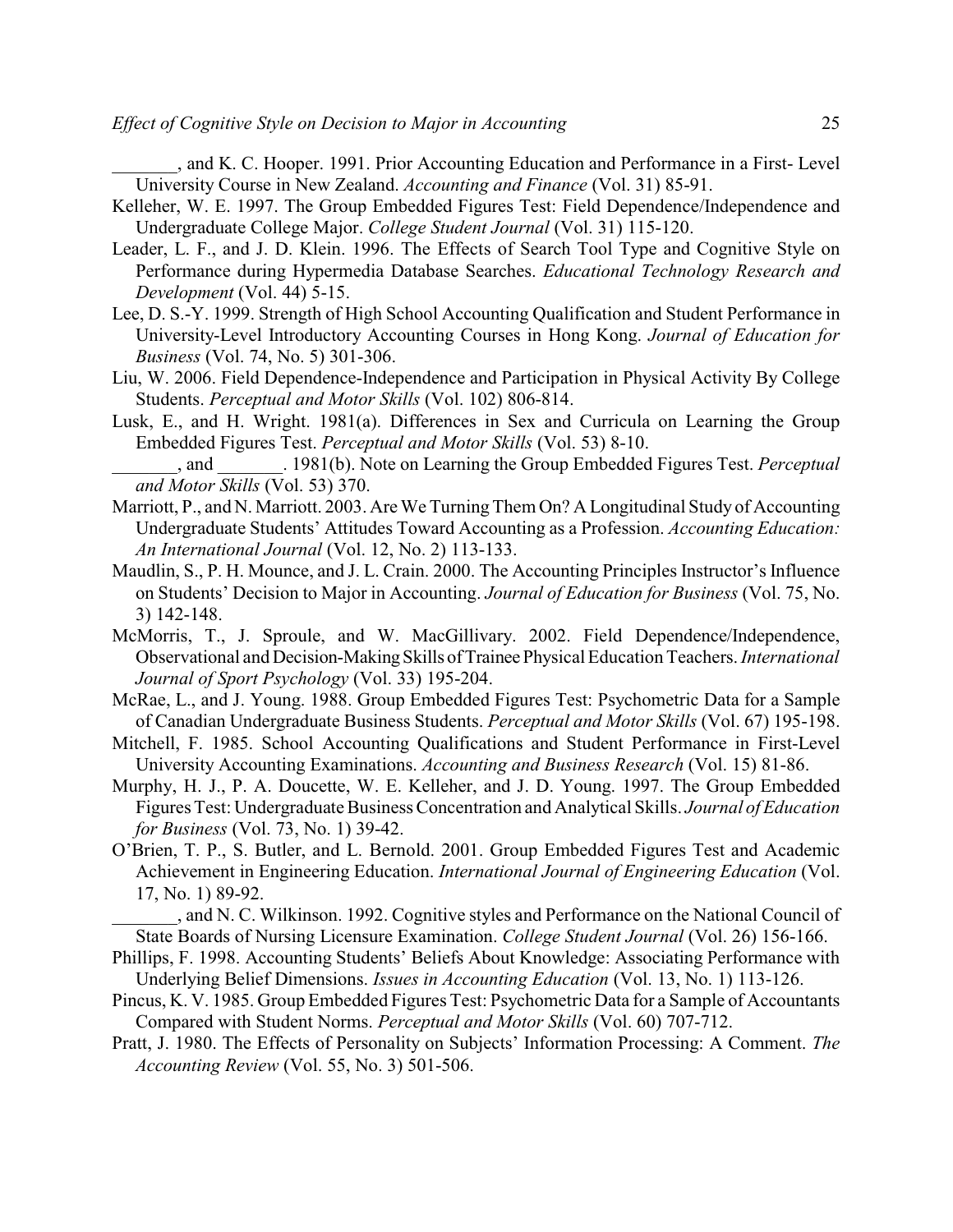_______, and K. C. Hooper. 1991. Prior Accounting Education and Performance in a First- Level University Course in New Zealand. *Accounting and Finance* (Vol. 31) 85-91.

Kelleher, W. E. 1997. The Group Embedded Figures Test: Field Dependence/Independence and Undergraduate College Major. *College Student Journal* (Vol. 31) 115-120.

Leader, L. F., and J. D. Klein. 1996. The Effects of Search Tool Type and Cognitive Style on Performance during Hypermedia Database Searches. *Educational Technology Research and Development* (Vol. 44) 5-15.

Lee, D. S.-Y. 1999. Strength of High School Accounting Qualification and Student Performance in University-Level Introductory Accounting Courses in Hong Kong. *Journal of Education for Business* (Vol. 74, No. 5) 301-306.

Liu, W. 2006. Field Dependence-Independence and Participation in Physical Activity By College Students. *Perceptual and Motor Skills* (Vol. 102) 806-814.

Lusk, E., and H. Wright. 1981(a). Differences in Sex and Curricula on Learning the Group Embedded Figures Test. *Perceptual and Motor Skills* (Vol. 53) 8-10.

_______, and _______. 1981(b). Note on Learning the Group Embedded Figures Test. *Perceptual and Motor Skills* (Vol. 53) 370.

Marriott, P., and N. Marriott. 2003. Are We Turning Them On? A Longitudinal Study of Accounting Undergraduate Students' Attitudes Toward Accounting as a Profession. *Accounting Education: An International Journal* (Vol. 12, No. 2) 113-133.

Maudlin, S., P. H. Mounce, and J. L. Crain. 2000. The Accounting Principles Instructor's Influence on Students' Decision to Major in Accounting. *Journal of Education for Business* (Vol. 75, No. 3) 142-148.

McMorris, T., J. Sproule, and W. MacGillivary. 2002. Field Dependence/Independence, Observational and Decision-Making Skills of Trainee Physical Education Teachers. *International Journal of Sport Psychology* (Vol. 33) 195-204.

McRae, L., and J. Young. 1988. Group Embedded Figures Test: Psychometric Data for a Sample of Canadian Undergraduate Business Students. *Perceptual and Motor Skills* (Vol. 67) 195-198.

Mitchell, F. 1985. School Accounting Qualifications and Student Performance in First-Level University Accounting Examinations. *Accounting and Business Research* (Vol. 15) 81-86.

Murphy, H. J., P. A. Doucette, W. E. Kelleher, and J. D. Young. 1997. The Group Embedded Figures Test: Undergraduate Business Concentration and Analytical Skills. *Journal of Education for Business* (Vol. 73, No. 1) 39-42.

O'Brien, T. P., S. Butler, and L. Bernold. 2001. Group Embedded Figures Test and Academic Achievement in Engineering Education. *International Journal of Engineering Education* (Vol. 17, No. 1) 89-92.

_______, and N. C. Wilkinson. 1992. Cognitive styles and Performance on the National Council of State Boards of Nursing Licensure Examination. *College Student Journal* (Vol. 26) 156-166.

Phillips, F. 1998. Accounting Students' Beliefs About Knowledge: Associating Performance with Underlying Belief Dimensions. *Issues in Accounting Education* (Vol. 13, No. 1) 113-126.

Pincus, K. V. 1985. Group Embedded Figures Test: Psychometric Data for a Sample of Accountants Compared with Student Norms. *Perceptual and Motor Skills* (Vol. 60) 707-712.

Pratt, J. 1980. The Effects of Personality on Subjects' Information Processing: A Comment. *The Accounting Review* (Vol. 55, No. 3) 501-506.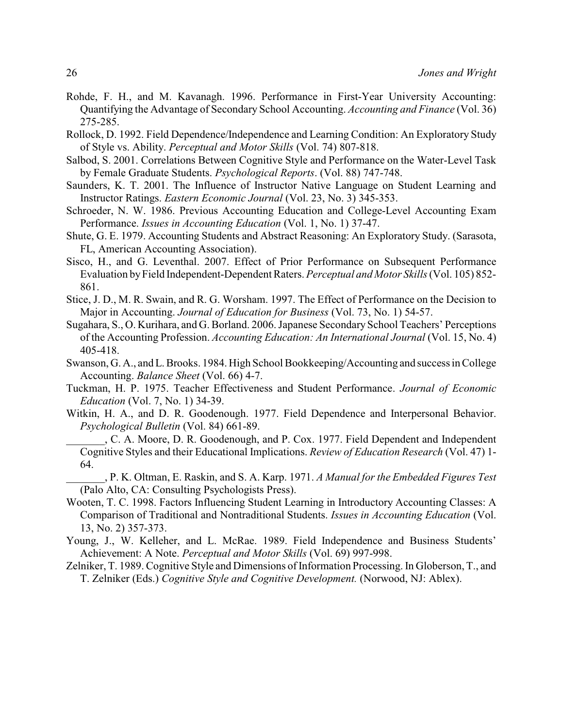Rohde, F. H., and M. Kavanagh. 1996. Performance in First-Year University Accounting: Quantifying the Advantage of Secondary School Accounting. *Accounting and Finance* (Vol. 36) 275-285.

Rollock, D. 1992. Field Dependence/Independence and Learning Condition: An Exploratory Study of Style vs. Ability. *Perceptual and Motor Skills* (Vol. 74) 807-818.

Salbod, S. 2001. Correlations Between Cognitive Style and Performance on the Water-Level Task by Female Graduate Students. *Psychological Reports*. (Vol. 88) 747-748.

Saunders, K. T. 2001. The Influence of Instructor Native Language on Student Learning and Instructor Ratings. *Eastern Economic Journal* (Vol. 23, No. 3) 345-353.

Schroeder, N. W. 1986. Previous Accounting Education and College-Level Accounting Exam Performance. *Issues in Accounting Education* (Vol. 1, No. 1) 37-47.

Shute, G. E. 1979. Accounting Students and Abstract Reasoning: An Exploratory Study. (Sarasota, FL, American Accounting Association).

Sisco, H., and G. Leventhal. 2007. Effect of Prior Performance on Subsequent Performance Evaluation by Field Independent-Dependent Raters. *Perceptual and Motor Skills* (Vol. 105) 852-861.

Stice, J. D., M. R. Swain, and R. G. Worsham. 1997. The Effect of Performance on the Decision to Major in Accounting. *Journal of Education for Business* (Vol. 73, No. 1) 54-57.

Sugahara, S., O. Kurihara, and G. Borland. 2006. Japanese Secondary School Teachers' Perceptions of the Accounting Profession. *Accounting Education: An International Journal* (Vol. 15, No. 4) 405-418.

Swanson, G. A., and L. Brooks. 1984. High School Bookkeeping/Accounting and success in College Accounting. *Balance Sheet* (Vol. 66) 4-7.

Tuckman, H. P. 1975. Teacher Effectiveness and Student Performance. *Journal of Economic Education* (Vol. 7, No. 1) 34-39.

Witkin, H. A., and D. R. Goodenough. 1977. Field Dependence and Interpersonal Behavior. *Psychological Bulletin* (Vol. 84) 661-89.

_______, C. A. Moore, D. R. Goodenough, and P. Cox. 1977. Field Dependent and Independent Cognitive Styles and their Educational Implications. *Review of Education Research* (Vol. 47) 1-64.

_______, P. K. Oltman, E. Raskin, and S. A. Karp. 1971. *A Manual for the Embedded Figures Test* (Palo Alto, CA: Consulting Psychologists Press).

Wooten, T. C. 1998. Factors Influencing Student Learning in Introductory Accounting Classes: A Comparison of Traditional and Nontraditional Students. *Issues in Accounting Education* (Vol. 13, No. 2) 357-373.

Young, J., W. Kelleher, and L. McRae. 1989. Field Independence and Business Students' Achievement: A Note. *Perceptual and Motor Skills* (Vol. 69) 997-998.

Zelniker, T. 1989. Cognitive Style and Dimensions of Information Processing. In Globerson, T., and T. Zelniker (Eds.) *Cognitive Style and Cognitive Development.* (Norwood, NJ: Ablex).